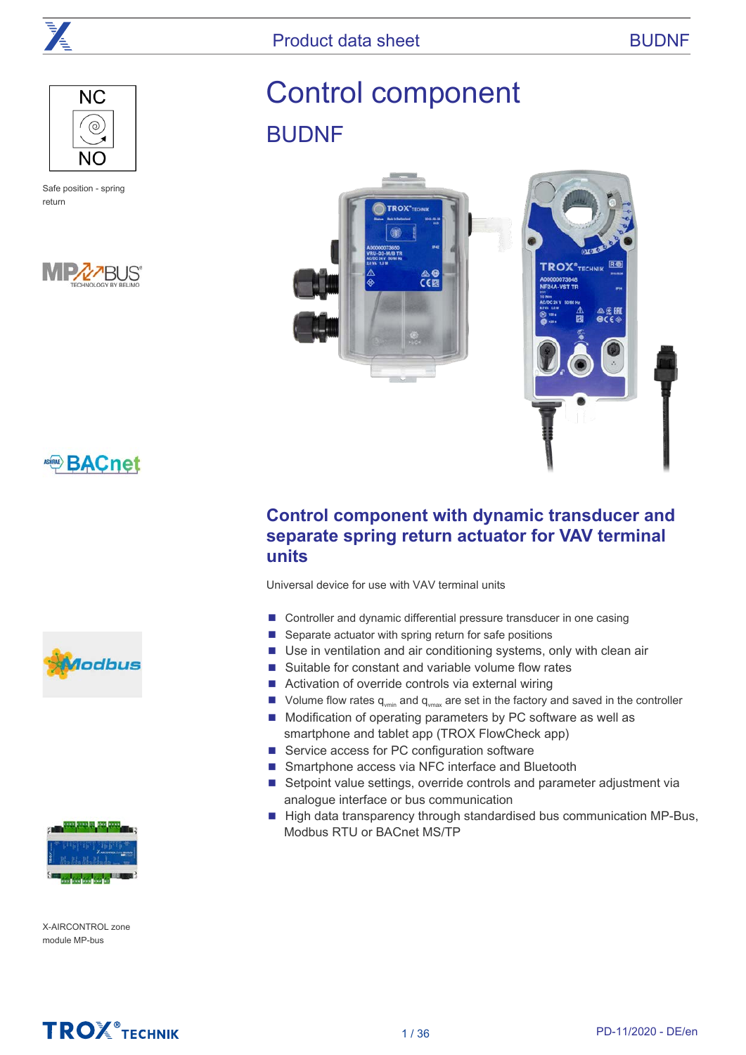NC

NO

Safe position - spring return

# Control component

## BUDNF

## Control component with dynamic transducer and separate spring return actuator for VAV terminal units

Universal device for use with VAV terminal units

- Controller and dynamic differential pressure transducer in one casing
- Separate actuator with spring return for safe positions
- Use in ventilation and air conditioning systems, only with clean air
- Suitable for constant and variable volume flow rates
- Activation of override controls via external wiring
- Volume flow rates $q_{vmin}$ and $q_{vmax}$ are set in the factory and saved in the controller
- Modification of operating parameters by PC software as well as smartphone and tablet app (TROX FlowCheck app)
- Service access for PC configuration software
- Smartphone access via NFC interface and Bluetooth
- Setpoint value settings, override controls and parameter adjustment via analogue interface or bus communication
- High data transparency through standardised bus communication MP-Bus, Modbus RTU or BACnet MS/TP

X-AIRCONTROL zone module MP-bus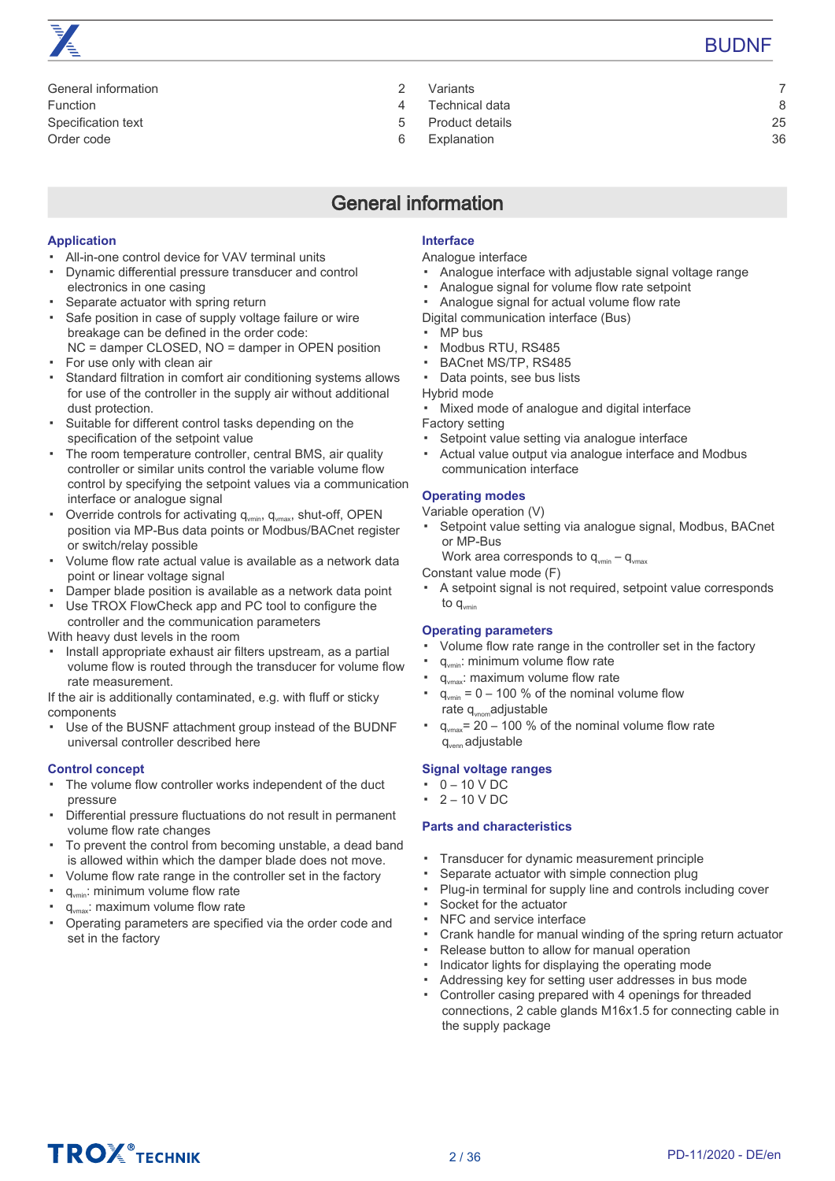| | | | |
|---|---|---|---|
| General information | 2 | Variants | 7 |
| Function | 4 | Technical data | 8 |
| Specification text | 5 | Product details | 25 |
| Order code | 6 | Explanation | 36 |

# General information

### Application

- All-in-one control device for VAV terminal units
- Dynamic differential pressure transducer and control electronics in one casing
- Separate actuator with spring return
- Safe position in case of supply voltage failure or wire breakage can be defined in the order code: NC = damper CLOSED, NO = damper in OPEN position
- For use only with clean air
- Standard filtration in comfort air conditioning systems allows for use of the controller in the supply air without additional dust protection.
- Suitable for different control tasks depending on the specification of the setpoint value
- The room temperature controller, central BMS, air quality controller or similar units control the variable volume flow control by specifying the setpoint values via a communication interface or analogue signal
- Override controls for activating $q_{vmin}$, $q_{vmax}$, shut-off, OPEN position via MP-Bus data points or Modbus/BACnet register or switch/relay possible
- Volume flow rate actual value is available as a network data point or linear voltage signal
- Damper blade position is available as a network data point
- Use TROX FlowCheck app and PC tool to configure the controller and the communication parameters

With heavy dust levels in the room

- Install appropriate exhaust air filters upstream, as a partial volume flow is routed through the transducer for volume flow rate measurement.

If the air is additionally contaminated, e.g. with fluff or sticky components

- Use of the BUSNF attachment group instead of the BUDNF universal controller described here

### Control concept

- The volume flow controller works independent of the duct pressure
- Differential pressure fluctuations do not result in permanent volume flow rate changes
- To prevent the control from becoming unstable, a dead band is allowed within which the damper blade does not move.
- Volume flow rate range in the controller set in the factory
- $q_{vmin}$: minimum volume flow rate
- $q_{vmax}$: maximum volume flow rate
- Operating parameters are specified via the order code and set in the factory

### Interface

Analogue interface

- Analogue interface with adjustable signal voltage range
- Analogue signal for volume flow rate setpoint
- Analogue signal for actual volume flow rate

Digital communication interface (Bus)

- MP bus
- Modbus RTU, RS485
- BACnet MS/TP, RS485
- Data points, see bus lists

Hybrid mode

- Mixed mode of analogue and digital interface

Factory setting

- Setpoint value setting via analogue interface
- Actual value output via analogue interface and Modbus communication interface

### Operating modes

Variable operation (V)

- Setpoint value setting via analogue signal, Modbus, BACnet or MP-Bus
  Work area corresponds to $q_{vmin}$ – $q_{vmax}$

Constant value mode (F)

- A setpoint signal is not required, setpoint value corresponds to $q_{vmin}$

### Operating parameters

- Volume flow rate range in the controller set in the factory
- $q_{vmin}$: minimum volume flow rate
- $q_{vmax}$: maximum volume flow rate
- $q_{vmin}$ = 0 – 100 % of the nominal volume flow rate $q_{vnom}$ adjustable
- $q_{vmax}$ = 20 – 100 % of the nominal volume flow rate $q_{venn}$ adjustable

### Signal voltage ranges

- 0 – 10 V DC
- 2 – 10 V DC

### Parts and characteristics

- Transducer for dynamic measurement principle
- Separate actuator with simple connection plug
- Plug-in terminal for supply line and controls including cover
- Socket for the actuator
- NFC and service interface
- Crank handle for manual winding of the spring return actuator
- Release button to allow for manual operation
- Indicator lights for displaying the operating mode
- Addressing key for setting user addresses in bus mode
- Controller casing prepared with 4 openings for threaded connections, 2 cable glands M16x1.5 for connecting cable in the supply package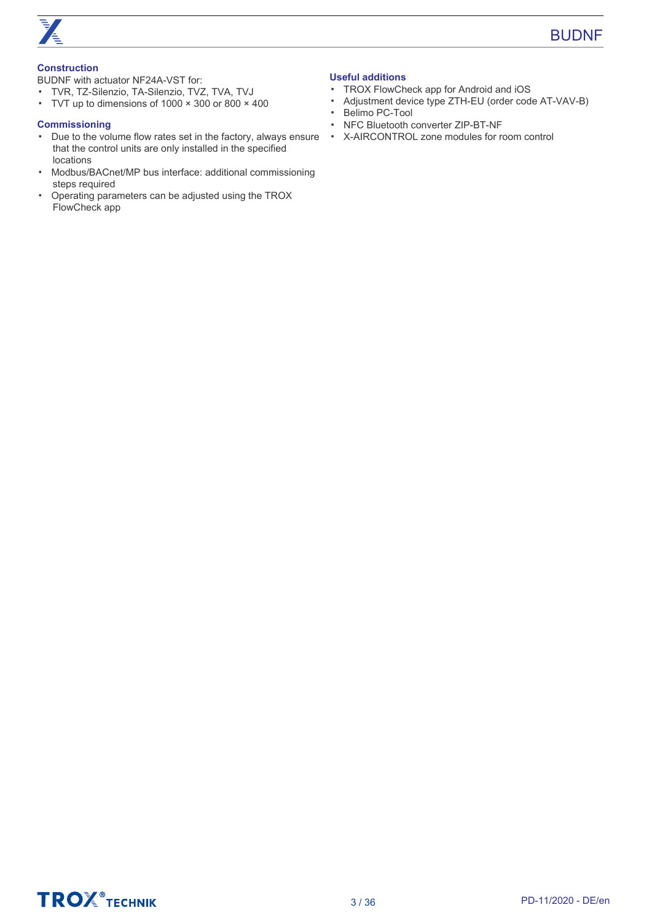### Construction

BUDNF with actuator NF24A-VST for:

- TVR, TZ-Silenzio, TA-Silenzio, TVZ, TVA, TVJ
- TVT up to dimensions of 1000 × 300 or 800 × 400

### Commissioning

- Due to the volume flow rates set in the factory, always ensure that the control units are only installed in the specified locations
- Modbus/BACnet/MP bus interface: additional commissioning steps required
- Operating parameters can be adjusted using the TROX FlowCheck app

### Useful additions

- TROX FlowCheck app for Android and iOS
- Adjustment device type ZTH-EU (order code AT-VAV-B)
- Belimo PC-Tool
- NFC Bluetooth converter ZIP-BT-NF
- X-AIRCONTROL zone modules for room control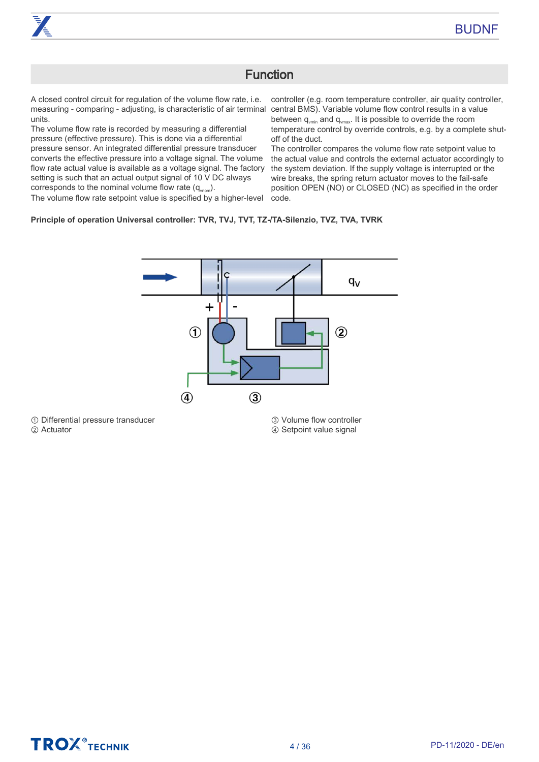## Function

A closed control circuit for regulation of the volume flow rate, i.e. measuring - comparing - adjusting, is characteristic of air terminal units.
The volume flow rate is recorded by measuring a differential pressure (effective pressure). This is done via a differential pressure sensor. An integrated differential pressure transducer converts the effective pressure into a voltage signal. The volume flow rate actual value is available as a voltage signal. The factory setting is such that an actual output signal of 10 V DC always corresponds to the nominal volume flow rate ($q_{vnom}$).
The volume flow rate setpoint value is specified by a higher-level controller (e.g. room temperature controller, air quality controller, central BMS). Variable volume flow control results in a value between $q_{vmin}$ and $q_{vmax}$. It is possible to override the room temperature control by override controls, e.g. by a complete shut-off of the duct.
The controller compares the volume flow rate setpoint value to the actual value and controls the external actuator accordingly to the system deviation. If the supply voltage is interrupted or the wire breaks, the spring return actuator moves to the fail-safe position OPEN (NO) or CLOSED (NC) as specified in the order code.

**Principle of operation Universal controller: TVR, TVJ, TVT, TZ-/TA-Silenzio, TVZ, TVA, TVRK**

① Differential pressure transducer
② Actuator
③ Volume flow controller
④ Setpoint value signal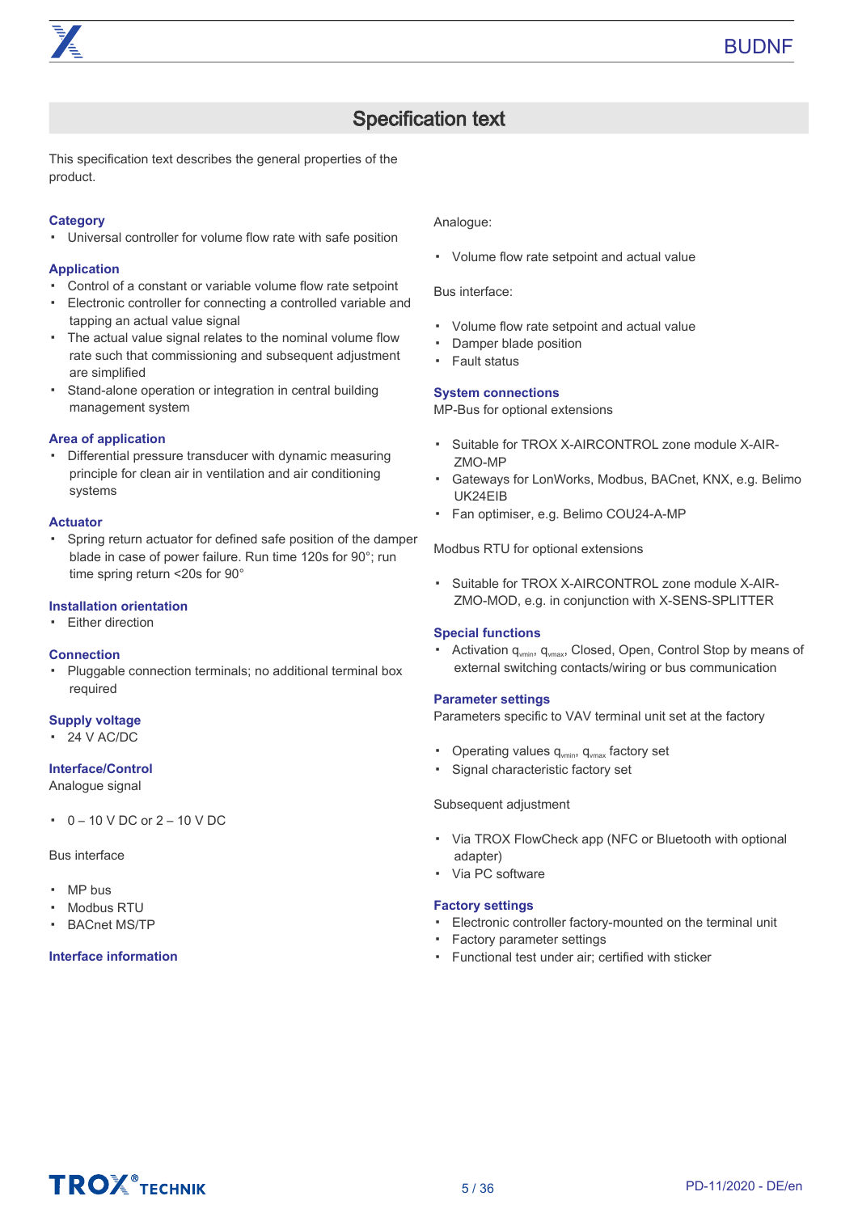# Specification text

This specification text describes the general properties of the product.

### Category

- Universal controller for volume flow rate with safe position

### Application

- Control of a constant or variable volume flow rate setpoint
- Electronic controller for connecting a controlled variable and tapping an actual value signal
- The actual value signal relates to the nominal volume flow rate such that commissioning and subsequent adjustment are simplified
- Stand-alone operation or integration in central building management system

### Area of application

- Differential pressure transducer with dynamic measuring principle for clean air in ventilation and air conditioning systems

### Actuator

- Spring return actuator for defined safe position of the damper blade in case of power failure. Run time 120s for 90°; run time spring return <20s for 90°

### Installation orientation

- Either direction

### Connection

- Pluggable connection terminals; no additional terminal box required

### Supply voltage

- 24 V AC/DC

### Interface/Control

Analogue signal

- 0 – 10 V DC or 2 – 10 V DC

Bus interface

- MP bus
- Modbus RTU
- BACnet MS/TP

### Interface information

Analogue:

- Volume flow rate setpoint and actual value

Bus interface:

- Volume flow rate setpoint and actual value
- Damper blade position
- Fault status

### System connections

MP-Bus for optional extensions

- Suitable for TROX X-AIRCONTROL zone module X-AIR-ZMO-MP
- Gateways for LonWorks, Modbus, BACnet, KNX, e.g. Belimo UK24EIB
- Fan optimiser, e.g. Belimo COU24-A-MP

Modbus RTU for optional extensions

- Suitable for TROX X-AIRCONTROL zone module X-AIR-ZMO-MOD, e.g. in conjunction with X-SENS-SPLITTER

### Special functions

- Activation $q_{vmin}$, $q_{vmax}$, Closed, Open, Control Stop by means of external switching contacts/wiring or bus communication

### Parameter settings

Parameters specific to VAV terminal unit set at the factory

- Operating values $q_{vmin}$, $q_{vmax}$ factory set
- Signal characteristic factory set

Subsequent adjustment

- Via TROX FlowCheck app (NFC or Bluetooth with optional adapter)
- Via PC software

### Factory settings

- Electronic controller factory-mounted on the terminal unit
- Factory parameter settings
- Functional test under air; certified with sticker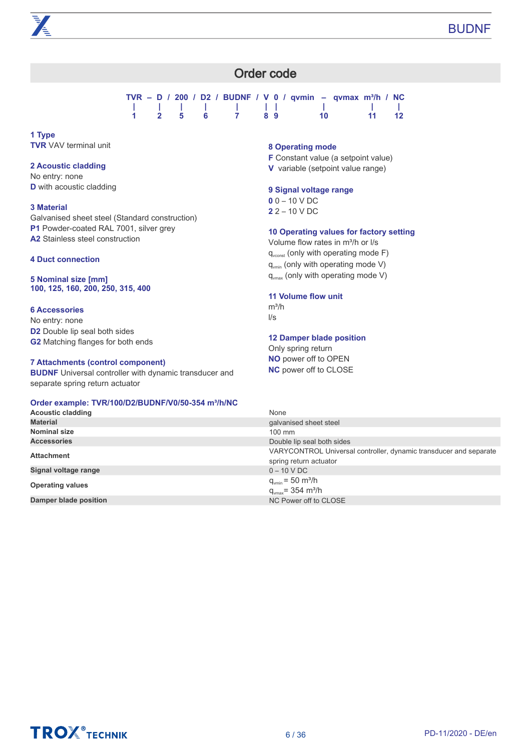## Order code

```
TVR – D / 200 / D2 / BUDNF / V 0 / qvmin – qvmax m³/h / NC
 |    |    |     |     |     | |        |      |       |
 1    2    5     6     7     8 9       10     11      12
```

**1 Type**
**TVR** VAV terminal unit

**2 Acoustic cladding**
No entry: none
**D** with acoustic cladding

**3 Material**
Galvanised sheet steel (Standard construction)
**P1** Powder-coated RAL 7001, silver grey
**A2** Stainless steel construction

**4 Duct connection**

**5 Nominal size [mm]**
**100, 125, 160, 200, 250, 315, 400**

**6 Accessories**
No entry: none
**D2** Double lip seal both sides
**G2** Matching flanges for both ends

**7 Attachments (control component)**
**BUDNF** Universal controller with dynamic transducer and separate spring return actuator

**8 Operating mode**
**F** Constant value (a setpoint value)
**V** variable (setpoint value range)

**9 Signal voltage range**
**0** 0 – 10 V DC
**2** 2 – 10 V DC

**10 Operating values for factory setting**
Volume flow rates in m³/h or l/s
$q_{vconst}$ (only with operating mode F)
$q_{vmin}$ (only with operating mode V)
$q_{vmax}$ (only with operating mode V)

**11 Volume flow unit**
m³/h
l/s

**12 Damper blade position**
Only spring return
**NO** power off to OPEN
**NC** power off to CLOSE

**Order example: TVR/100/D2/BUDNF/V0/50-354 m³/h/NC**

| | |
|---|---|
| **Acoustic cladding** | None |
| **Material** | galvanised sheet steel |
| **Nominal size** | 100 mm |
| **Accessories** | Double lip seal both sides |
| **Attachment** | VARYCONTROL Universal controller, dynamic transducer and separate spring return actuator |
| **Signal voltage range** | 0 – 10 V DC |
| **Operating values** | $q_{vmin}$ = 50 m³/h<br>$q_{vmax}$= 354 m³/h |
| **Damper blade position** | NC Power off to CLOSE |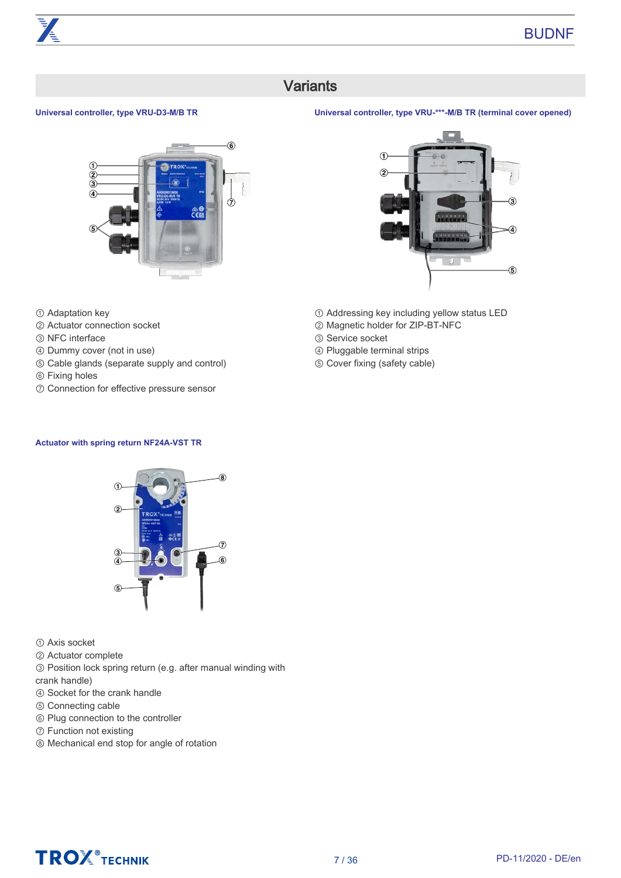## Variants

### Universal controller, type VRU-D3-M/B TR

① Adaptation key
② Actuator connection socket
③ NFC interface
④ Dummy cover (not in use)
⑤ Cable glands (separate supply and control)
⑥ Fixing holes
⑦ Connection for effective pressure sensor

### Universal controller, type VRU-***-M/B TR (terminal cover opened)

① Addressing key including yellow status LED
② Magnetic holder for ZIP-BT-NFC
③ Service socket
④ Pluggable terminal strips
⑤ Cover fixing (safety cable)

### Actuator with spring return NF24A-VST TR

① Axis socket
② Actuator complete
③ Position lock spring return (e.g. after manual winding with crank handle)
④ Socket for the crank handle
⑤ Connecting cable
⑥ Plug connection to the controller
⑦ Function not existing
⑧ Mechanical end stop for angle of rotation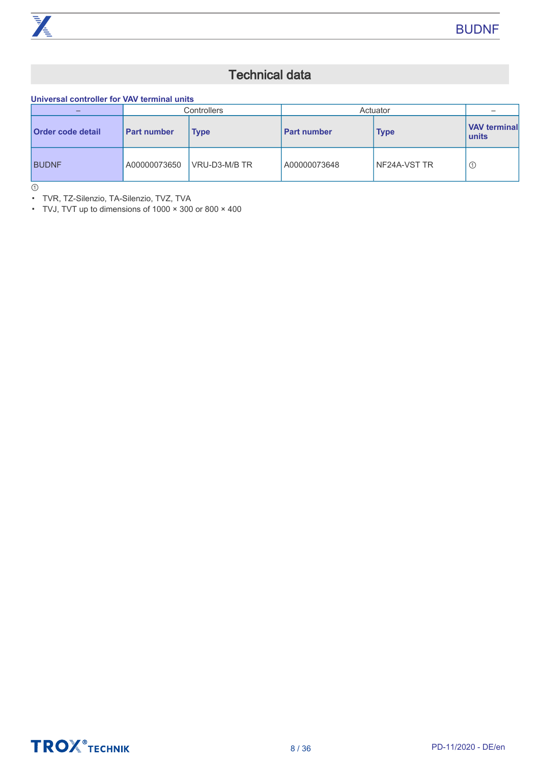# Technical data

**Universal controller for VAV terminal units**

| – | Controllers | | Actuator | | – |
|---|---|---|---|---|---|
| **Order code detail** | **Part number** | **Type** | **Part number** | **Type** | **VAV terminal units** |
| BUDNF | A00000073650 | VRU-D3-M/B TR | A00000073648 | NF24A-VST TR | ① |

①

- TVR, TZ-Silenzio, TA-Silenzio, TVZ, TVA
- TVJ, TVT up to dimensions of 1000 × 300 or 800 × 400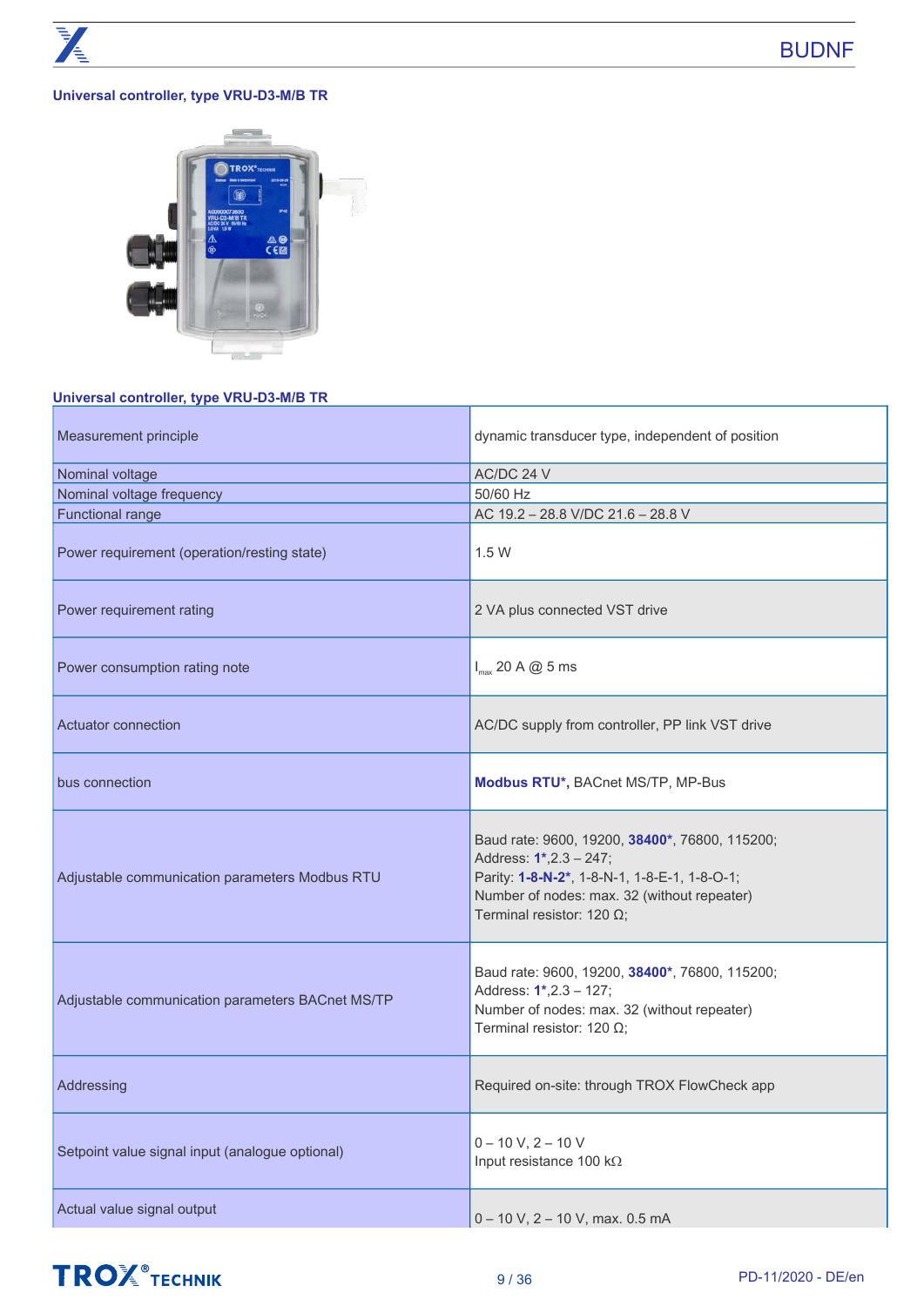### Universal controller, type VRU-D3-M/B TR

### Universal controller, type VRU-D3-M/B TR

| | |
|---|---|
| Measurement principle | dynamic transducer type, independent of position |
| Nominal voltage | AC/DC 24 V |
| Nominal voltage frequency | 50/60 Hz |
| Functional range | AC 19.2 – 28.8 V/DC 21.6 – 28.8 V |
| Power requirement (operation/resting state) | 1.5 W |
| Power requirement rating | 2 VA plus connected VST drive |
| Power consumption rating note | $I_{max}$ 20 A @ 5 ms |
| Actuator connection | AC/DC supply from controller, PP link VST drive |
| bus connection | **Modbus RTU*,** BACnet MS/TP, MP-Bus |
| Adjustable communication parameters Modbus RTU | Baud rate: 9600, 19200, **38400***, 76800, 115200;<br>Address: **1***,2.3 – 247;<br>Parity: **1-8-N-2***, 1-8-N-1, 1-8-E-1, 1-8-O-1;<br>Number of nodes: max. 32 (without repeater)<br>Terminal resistor: 120 Ω; |
| Adjustable communication parameters BACnet MS/TP | Baud rate: 9600, 19200, **38400***, 76800, 115200;<br>Address: **1***,2.3 – 127;<br>Number of nodes: max. 32 (without repeater)<br>Terminal resistor: 120 Ω; |
| Addressing | Required on-site: through TROX FlowCheck app |
| Setpoint value signal input (analogue optional) | 0 – 10 V, 2 – 10 V<br>Input resistance 100 kΩ |
| Actual value signal output | 0 – 10 V, 2 – 10 V, max. 0.5 mA |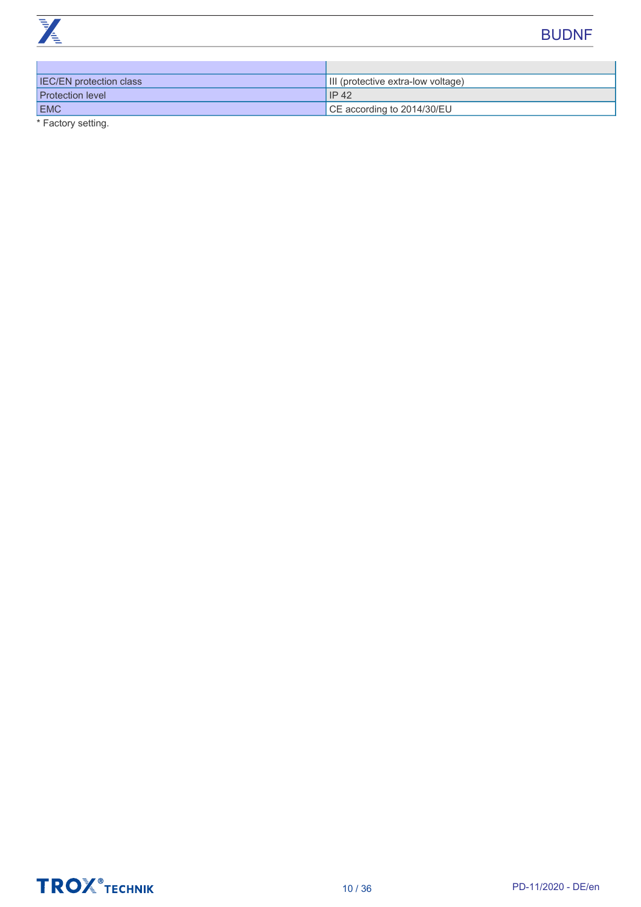| | |
|---|---|
| IEC/EN protection class | III (protective extra-low voltage) |
| Protection level | IP 42 |
| EMC | CE according to 2014/30/EU |

* Factory setting.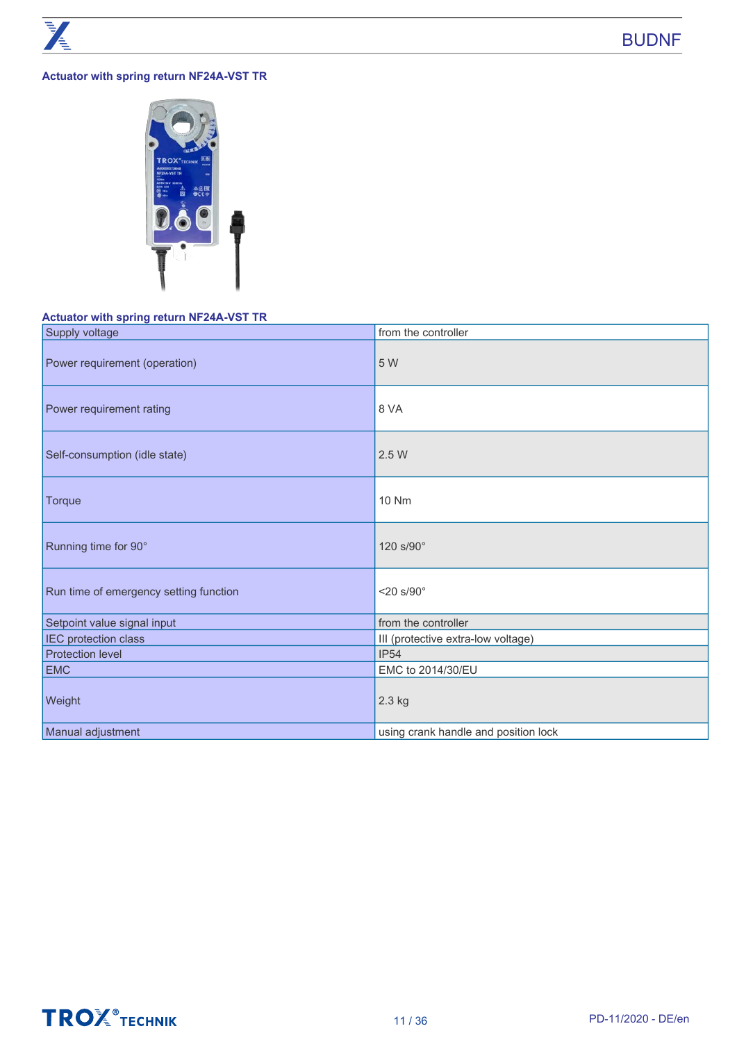### Actuator with spring return NF24A-VST TR

| Actuator with spring return NF24A-VST TR | |
|---|---|
| Supply voltage | from the controller |
| Power requirement (operation) | 5 W |
| Power requirement rating | 8 VA |
| Self-consumption (idle state) | 2.5 W |
| Torque | 10 Nm |
| Running time for 90° | 120 s/90° |
| Run time of emergency setting function | <20 s/90° |
| Setpoint value signal input | from the controller |
| IEC protection class | III (protective extra-low voltage) |
| Protection level | IP54 |
| EMC | EMC to 2014/30/EU |
| Weight | 2.3 kg |
| Manual adjustment | using crank handle and position lock |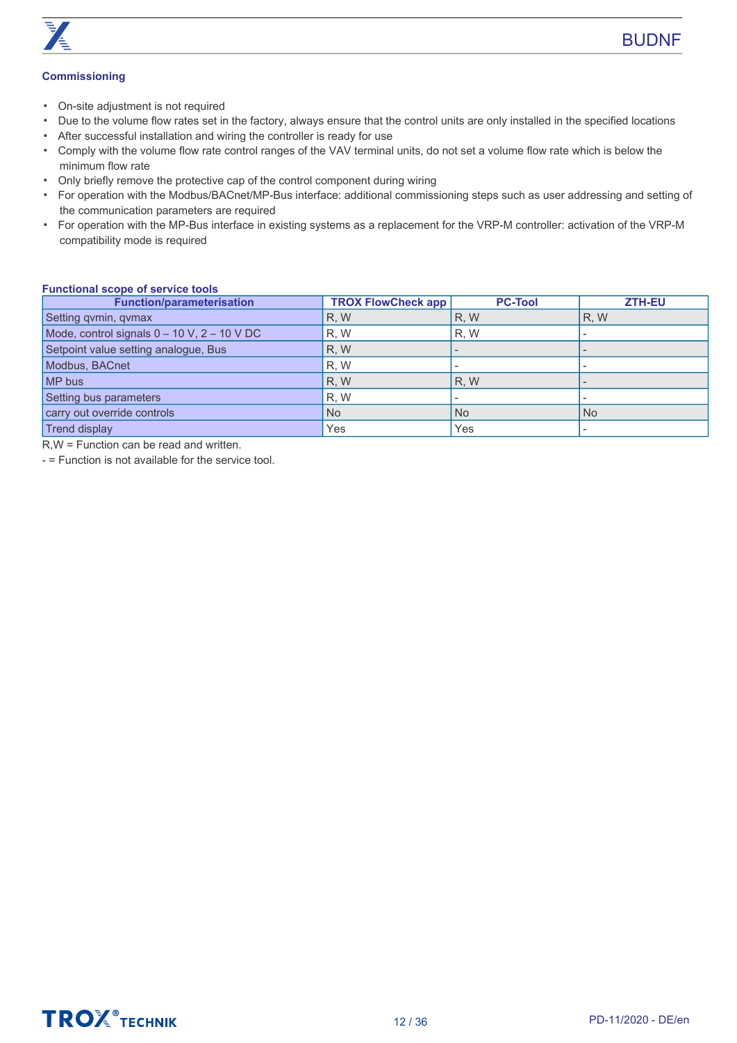## Commissioning

- On-site adjustment is not required
- Due to the volume flow rates set in the factory, always ensure that the control units are only installed in the specified locations
- After successful installation and wiring the controller is ready for use
- Comply with the volume flow rate control ranges of the VAV terminal units, do not set a volume flow rate which is below the minimum flow rate
- Only briefly remove the protective cap of the control component during wiring
- For operation with the Modbus/BACnet/MP-Bus interface: additional commissioning steps such as user addressing and setting of the communication parameters are required
- For operation with the MP-Bus interface in existing systems as a replacement for the VRP-M controller: activation of the VRP-M compatibility mode is required

### Functional scope of service tools

| Function/parameterisation | TROX FlowCheck app | PC-Tool | ZTH-EU |
|---|---|---|---|
| Setting qvmin, qvmax | R, W | R, W | R, W |
| Mode, control signals 0 – 10 V, 2 – 10 V DC | R, W | R, W | - |
| Setpoint value setting analogue, Bus | R, W | - | - |
| Modbus, BACnet | R, W | - | - |
| MP bus | R, W | R, W | - |
| Setting bus parameters | R, W | - | - |
| carry out override controls | No | No | No |
| Trend display | Yes | Yes | - |

R,W = Function can be read and written.

- = Function is not available for the service tool.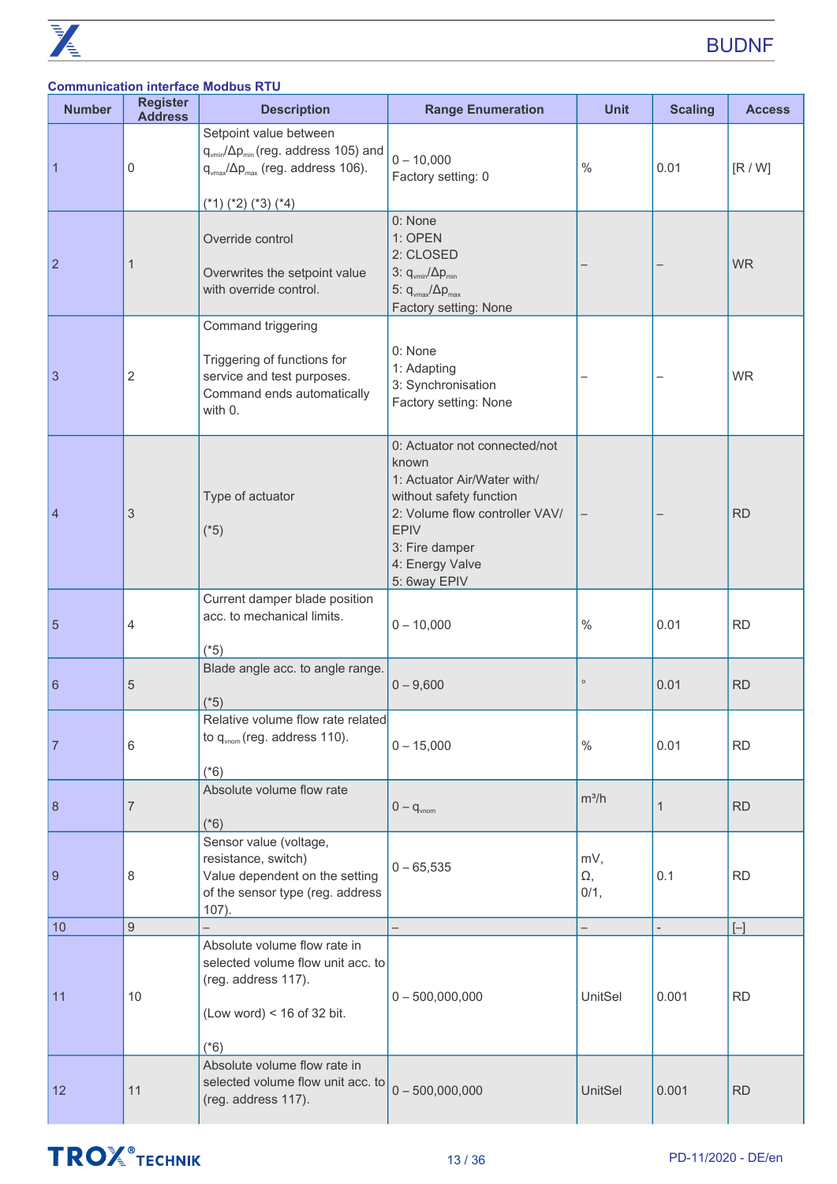### Communication interface Modbus RTU

| Number | Register Address | Description | Range Enumeration | Unit | Scaling | Access |
|---|---|---|---|---|---|---|
| 1 | 0 | Setpoint value between $q_{vmin}/\Delta p_{min}$ (reg. address 105) and $q_{vmax}/\Delta p_{max}$ (reg. address 106).<br><br>(*1) (*2) (*3) (*4) | 0 – 10,000<br>Factory setting: 0 | % | 0.01 | [R / W] |
| 2 | 1 | Override control<br><br>Overwrites the setpoint value with override control. | 0: None<br>1: OPEN<br>2: CLOSED<br>3: $q_{vmin}/\Delta p_{min}$<br>5: $q_{vmax}/\Delta p_{max}$<br>Factory setting: None | – | – | WR |
| 3 | 2 | Command triggering<br><br>Triggering of functions for service and test purposes. Command ends automatically with 0. | 0: None<br>1: Adapting<br>3: Synchronisation<br>Factory setting: None | – | – | WR |
| 4 | 3 | Type of actuator<br><br>(*5) | 0: Actuator not connected/not known<br>1: Actuator Air/Water with/ without safety function<br>2: Volume flow controller VAV/ EPIV<br>3: Fire damper<br>4: Energy Valve<br>5: 6way EPIV | – | – | RD |
| 5 | 4 | Current damper blade position acc. to mechanical limits.<br><br>(*5) | 0 – 10,000 | % | 0.01 | RD |
| 6 | 5 | Blade angle acc. to angle range.<br><br>(*5) | 0 – 9,600 | ° | 0.01 | RD |
| 7 | 6 | Relative volume flow rate related to $q_{vnom}$ (reg. address 110).<br><br>(*6) | 0 – 15,000 | % | 0.01 | RD |
| 8 | 7 | Absolute volume flow rate<br><br>(*6) | 0 – $q_{vnom}$ | m³/h | 1 | RD |
| 9 | 8 | Sensor value (voltage, resistance, switch)<br>Value dependent on the setting of the sensor type (reg. address 107). | 0 – 65,535 | mV,<br>Ω,<br>0/1, | 0.1 | RD |
| 10 | 9 | – | – | – | - | [–] |
| 11 | 10 | Absolute volume flow rate in selected volume flow unit acc. to (reg. address 117).<br><br>(Low word) < 16 of 32 bit.<br><br>(*6) | 0 – 500,000,000 | UnitSel | 0.001 | RD |
| 12 | 11 | Absolute volume flow rate in selected volume flow unit acc. to (reg. address 117). | 0 – 500,000,000 | UnitSel | 0.001 | RD |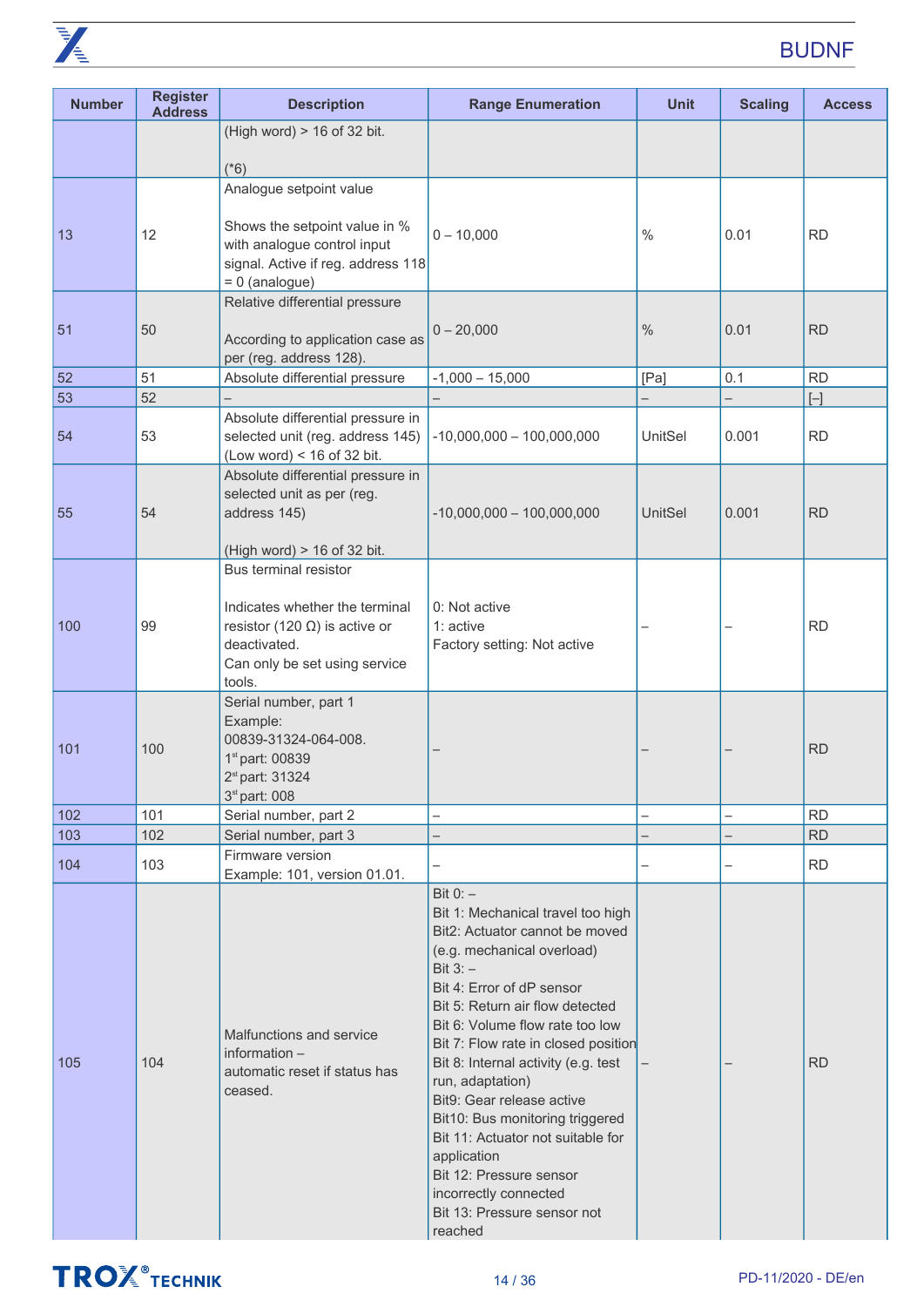| Number | Register Address | Description | Range Enumeration | Unit | Scaling | Access |
|---|---|---|---|---|---|---|
| | | (High word) > 16 of 32 bit.<br><br>(*6) | | | | |
| 13 | 12 | Analogue setpoint value<br><br>Shows the setpoint value in % with analogue control input signal. Active if reg. address 118 = 0 (analogue) | 0 – 10,000 | % | 0.01 | RD |
| 51 | 50 | Relative differential pressure<br><br>According to application case as per (reg. address 128). | 0 – 20,000 | % | 0.01 | RD |
| 52 | 51 | Absolute differential pressure | -1,000 – 15,000 | [Pa] | 0.1 | RD |
| 53 | 52 | – | – | – | – | [–] |
| 54 | 53 | Absolute differential pressure in selected unit (reg. address 145) (Low word) < 16 of 32 bit. | -10,000,000 – 100,000,000 | UnitSel | 0.001 | RD |
| 55 | 54 | Absolute differential pressure in selected unit as per (reg. address 145)<br><br>(High word) > 16 of 32 bit. | -10,000,000 – 100,000,000 | UnitSel | 0.001 | RD |
| 100 | 99 | Bus terminal resistor<br><br>Indicates whether the terminal resistor (120 Ω) is active or deactivated.<br>Can only be set using service tools. | 0: Not active<br>1: active<br>Factory setting: Not active | – | – | RD |
| 101 | 100 | Serial number, part 1<br>Example:<br>00839-31324-064-008.<br>1st part: 00839<br>2st part: 31324<br>3st part: 008 | – | – | – | RD |
| 102 | 101 | Serial number, part 2 | – | – | – | RD |
| 103 | 102 | Serial number, part 3 | – | – | – | RD |
| 104 | 103 | Firmware version<br>Example: 101, version 01.01. | – | – | – | RD |
| 105 | 104 | Malfunctions and service information –<br>automatic reset if status has ceased. | Bit 0: –<br>Bit 1: Mechanical travel too high<br>Bit2: Actuator cannot be moved (e.g. mechanical overload)<br>Bit 3: –<br>Bit 4: Error of dP sensor<br>Bit 5: Return air flow detected<br>Bit 6: Volume flow rate too low<br>Bit 7: Flow rate in closed position<br>Bit 8: Internal activity (e.g. test run, adaptation)<br>Bit9: Gear release active<br>Bit10: Bus monitoring triggered<br>Bit 11: Actuator not suitable for application<br>Bit 12: Pressure sensor incorrectly connected<br>Bit 13: Pressure sensor not reached | – | – | RD |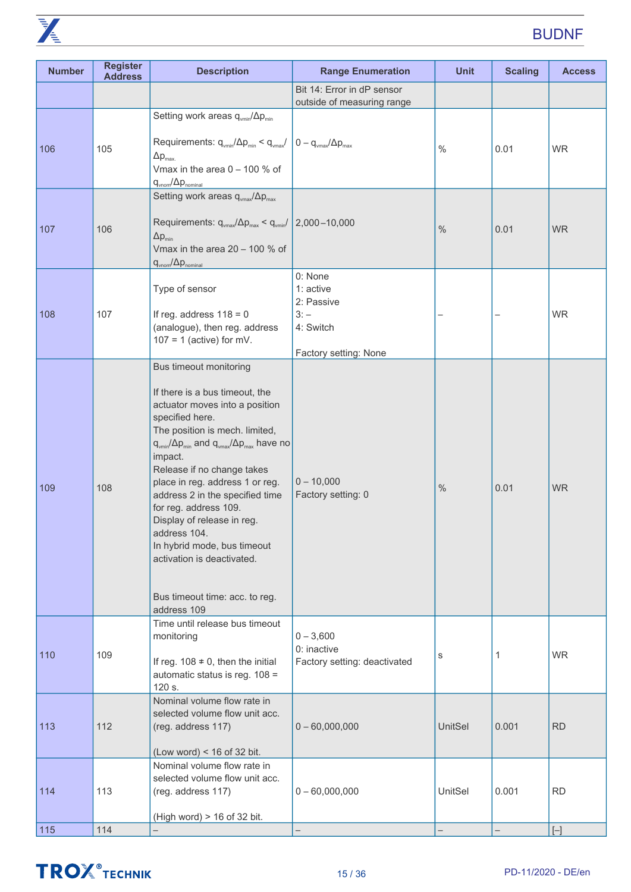| Number | Register Address | Description | Range Enumeration | Unit | Scaling | Access |
|---|---|---|---|---|---|---|
| | | | Bit 14: Error in dP sensor outside of measuring range | | | |
| 106 | 105 | Setting work areas $q_{vmin}/\Delta p_{min}$<br><br>Requirements: $q_{vmin}/\Delta p_{min}$ < $q_{vmax}/\Delta p_{max.}$<br>Vmax in the area 0 – 100 % of $q_{vnom}/\Delta p_{nominal}$ | 0 – $q_{vmax}/\Delta p_{max}$ | % | 0.01 | WR |
| 107 | 106 | Setting work areas $q_{vmax}/\Delta p_{max}$<br><br>Requirements: $q_{vmax}/\Delta p_{max}$ < $q_{vmin}/\Delta p_{min}$<br>Vmax in the area 20 – 100 % of $q_{vnom}/\Delta p_{nominal}$ | 2,000 – 10,000 | % | 0.01 | WR |
| 108 | 107 | Type of sensor<br><br>If reg. address 118 = 0 (analogue), then reg. address 107 = 1 (active) for mV. | 0: None<br>1: active<br>2: Passive<br>3: –<br>4: Switch<br><br>Factory setting: None | – | – | WR |
| 109 | 108 | Bus timeout monitoring<br><br>If there is a bus timeout, the actuator moves into a position specified here.<br>The position is mech. limited, $q_{vmin}/\Delta p_{min}$ and $q_{vmax}/\Delta p_{max}$ have no impact.<br>Release if no change takes place in reg. address 1 or reg. address 2 in the specified time for reg. address 109.<br>Display of release in reg. address 104.<br>In hybrid mode, bus timeout activation is deactivated.<br><br>Bus timeout time: acc. to reg. address 109 | 0 – 10,000<br>Factory setting: 0 | % | 0.01 | WR |
| 110 | 109 | Time until release bus timeout monitoring<br><br>If reg. 108 ≠ 0, then the initial automatic status is reg. 108 = 120 s. | 0 – 3,600<br>0: inactive<br>Factory setting: deactivated | s | 1 | WR |
| 113 | 112 | Nominal volume flow rate in selected volume flow unit acc. (reg. address 117)<br><br>(Low word) < 16 of 32 bit. | 0 – 60,000,000 | UnitSel | 0.001 | RD |
| 114 | 113 | Nominal volume flow rate in selected volume flow unit acc. (reg. address 117)<br><br>(High word) > 16 of 32 bit. | 0 – 60,000,000 | UnitSel | 0.001 | RD |
| 115 | 114 | – | – | – | – | [–] |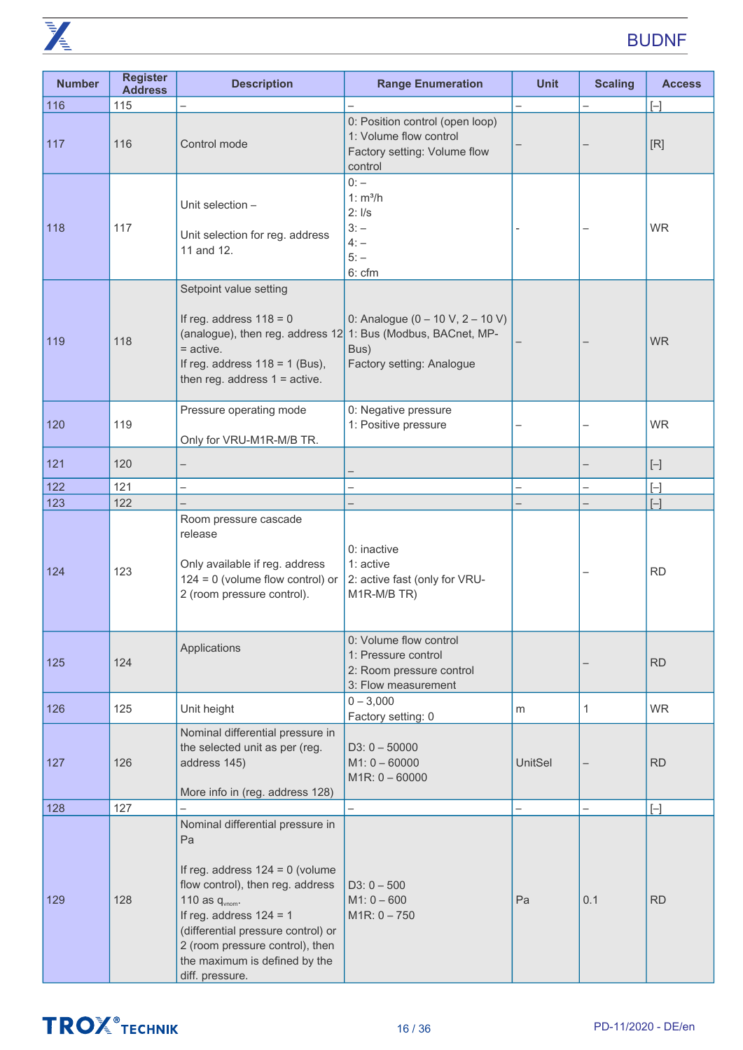| Number | Register Address | Description | Range Enumeration | Unit | Scaling | Access |
|---|---|---|---|---|---|---|
| 116 | 115 | – | – | – | – | [–] |
| 117 | 116 | Control mode | 0: Position control (open loop)<br>1: Volume flow control<br>Factory setting: Volume flow control | – | – | [R] |
| 118 | 117 | Unit selection –<br><br>Unit selection for reg. address 11 and 12. | 0: –<br>1: m³/h<br>2: l/s<br>3: –<br>4: –<br>5: –<br>6: cfm | - | – | WR |
| 119 | 118 | Setpoint value setting<br><br>If reg. address 118 = 0 (analogue), then reg. address 12 = active.<br>If reg. address 118 = 1 (Bus), then reg. address 1 = active. | 0: Analogue (0 – 10 V, 2 – 10 V)<br>1: Bus (Modbus, BACnet, MP-Bus)<br>Factory setting: Analogue | – | – | WR |
| 120 | 119 | Pressure operating mode<br><br>Only for VRU-M1R-M/B TR. | 0: Negative pressure<br>1: Positive pressure | – | – | WR |
| 121 | 120 | – | – | | – | [–] |
| 122 | 121 | – | – | – | – | [–] |
| 123 | 122 | – | – | – | – | [–] |
| 124 | 123 | Room pressure cascade release<br><br>Only available if reg. address 124 = 0 (volume flow control) or 2 (room pressure control). | 0: inactive<br>1: active<br>2: active fast (only for VRU-M1R-M/B TR) | | – | RD |
| 125 | 124 | Applications | 0: Volume flow control<br>1: Pressure control<br>2: Room pressure control<br>3: Flow measurement | | – | RD |
| 126 | 125 | Unit height | 0 – 3,000<br>Factory setting: 0 | m | 1 | WR |
| 127 | 126 | Nominal differential pressure in the selected unit as per (reg. address 145)<br><br>More info in (reg. address 128) | D3: 0 – 50000<br>M1: 0 – 60000<br>M1R: 0 – 60000 | UnitSel | – | RD |
| 128 | 127 | – | – | – | – | [–] |
| 129 | 128 | Nominal differential pressure in Pa<br><br>If reg. address 124 = 0 (volume flow control), then reg. address 110 as $q_{vnom}$.<br>If reg. address 124 = 1 (differential pressure control) or 2 (room pressure control), then the maximum is defined by the diff. pressure. | D3: 0 – 500<br>M1: 0 – 600<br>M1R: 0 – 750 | Pa | 0.1 | RD |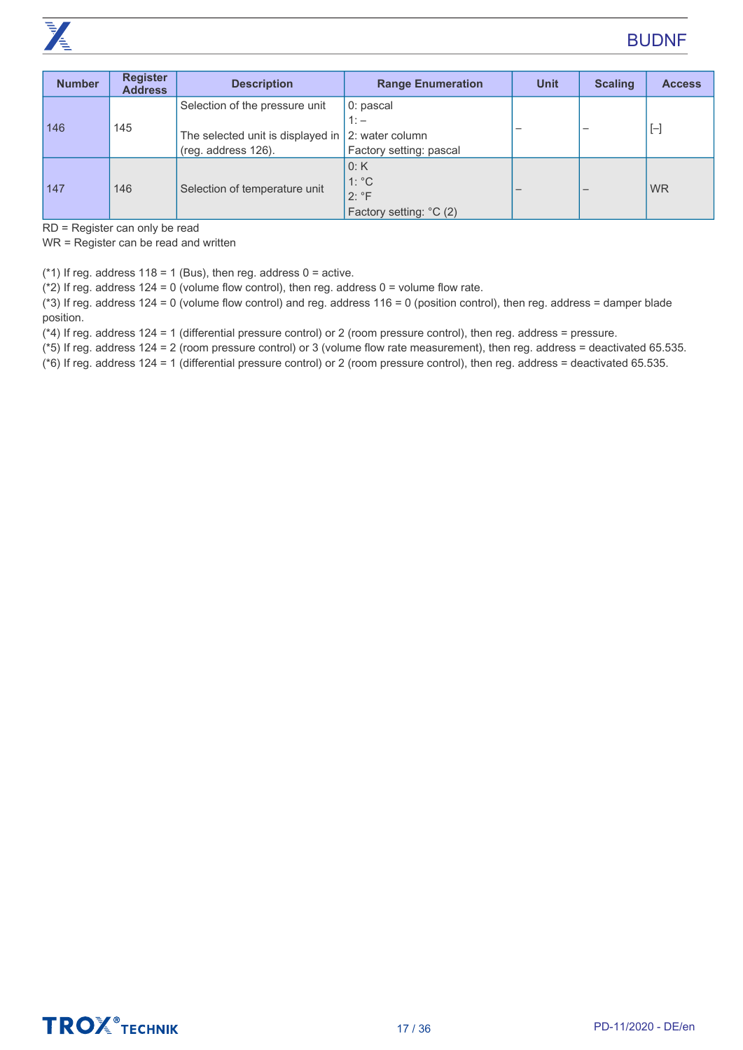| Number | Register Address | Description | Range Enumeration | Unit | Scaling | Access |
|---|---|---|---|---|---|---|
| 146 | 145 | Selection of the pressure unit<br><br>The selected unit is displayed in (reg. address 126). | 0: pascal<br>1: –<br>2: water column<br>Factory setting: pascal | – | – | [–] |
| 147 | 146 | Selection of temperature unit | 0: K<br>1: °C<br>2: °F<br>Factory setting: °C (2) | – | – | WR |

RD = Register can only be read
WR = Register can be read and written

(*1) If reg. address 118 = 1 (Bus), then reg. address 0 = active.
(*2) If reg. address 124 = 0 (volume flow control), then reg. address 0 = volume flow rate.
(*3) If reg. address 124 = 0 (volume flow control) and reg. address 116 = 0 (position control), then reg. address = damper blade position.
(*4) If reg. address 124 = 1 (differential pressure control) or 2 (room pressure control), then reg. address = pressure.
(*5) If reg. address 124 = 2 (room pressure control) or 3 (volume flow rate measurement), then reg. address = deactivated 65.535.
(*6) If reg. address 124 = 1 (differential pressure control) or 2 (room pressure control), then reg. address = deactivated 65.535.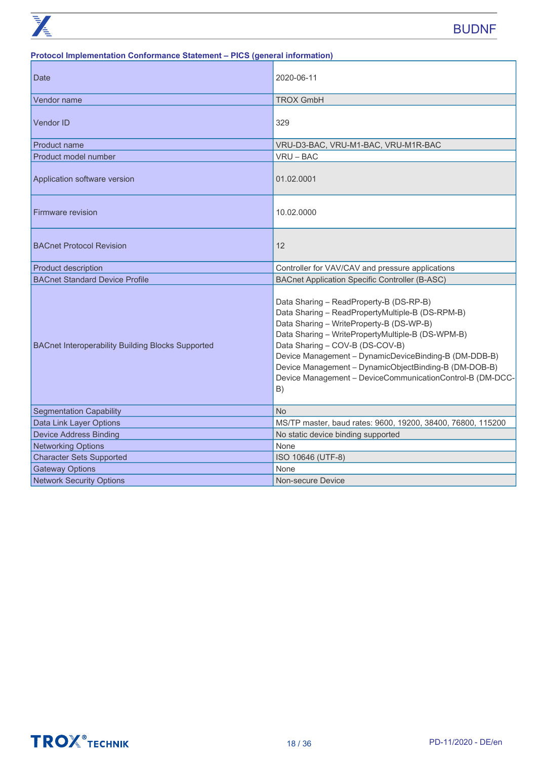**Protocol Implementation Conformance Statement – PICS (general information)**

| | |
|---|---|
| Date | 2020-06-11 |
| Vendor name | TROX GmbH |
| Vendor ID | 329 |
| Product name | VRU-D3-BAC, VRU-M1-BAC, VRU-M1R-BAC |
| Product model number | VRU – BAC |
| Application software version | 01.02.0001 |
| Firmware revision | 10.02.0000 |
| BACnet Protocol Revision | 12 |
| Product description | Controller for VAV/CAV and pressure applications |
| BACnet Standard Device Profile | BACnet Application Specific Controller (B-ASC) |
| BACnet Interoperability Building Blocks Supported | Data Sharing – ReadProperty-B (DS-RP-B)<br>Data Sharing – ReadPropertyMultiple-B (DS-RPM-B)<br>Data Sharing – WriteProperty-B (DS-WP-B)<br>Data Sharing – WritePropertyMultiple-B (DS-WPM-B)<br>Data Sharing – COV-B (DS-COV-B)<br>Device Management – DynamicDeviceBinding-B (DM-DDB-B)<br>Device Management – DynamicObjectBinding-B (DM-DOB-B)<br>Device Management – DeviceCommunicationControl-B (DM-DCC-B) |
| Segmentation Capability | No |
| Data Link Layer Options | MS/TP master, baud rates: 9600, 19200, 38400, 76800, 115200 |
| Device Address Binding | No static device binding supported |
| Networking Options | None |
| Character Sets Supported | ISO 10646 (UTF-8) |
| Gateway Options | None |
| Network Security Options | Non-secure Device |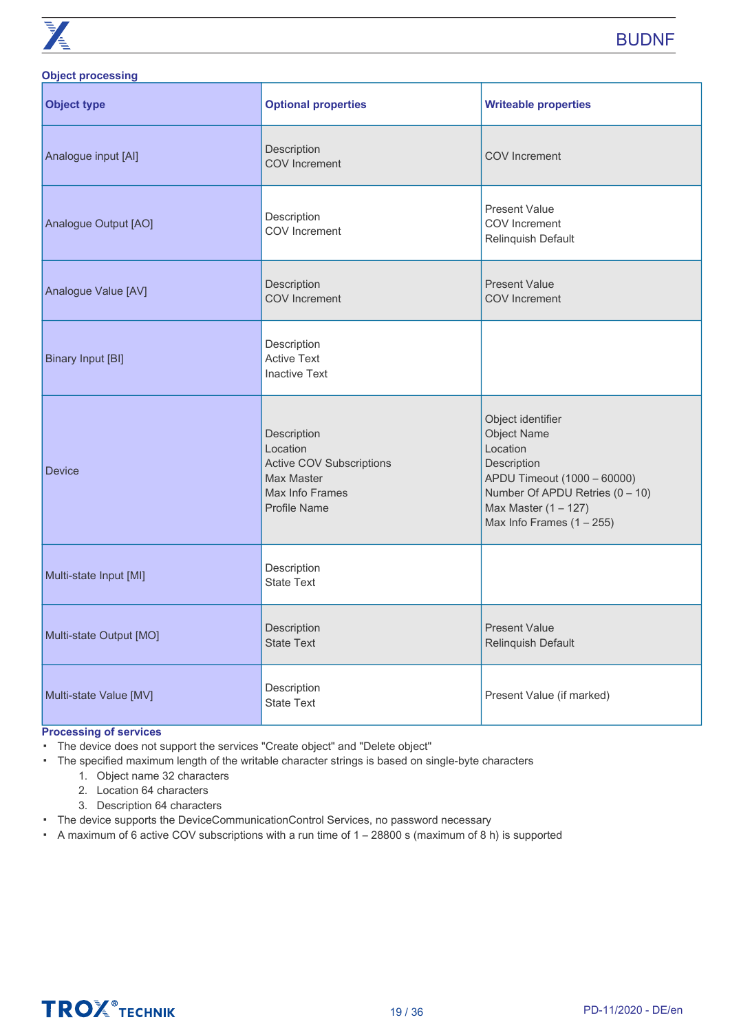### Object processing

| Object type | Optional properties | Writeable properties |
|---|---|---|
| Analogue input [AI] | Description<br>COV Increment | COV Increment |
| Analogue Output [AO] | Description<br>COV Increment | Present Value<br>COV Increment<br>Relinquish Default |
| Analogue Value [AV] | Description<br>COV Increment | Present Value<br>COV Increment |
| Binary Input [BI] | Description<br>Active Text<br>Inactive Text | |
| Device | Description<br>Location<br>Active COV Subscriptions<br>Max Master<br>Max Info Frames<br>Profile Name | Object identifier<br>Object Name<br>Location<br>Description<br>APDU Timeout (1000 – 60000)<br>Number Of APDU Retries (0 – 10)<br>Max Master (1 – 127)<br>Max Info Frames (1 – 255) |
| Multi-state Input [MI] | Description<br>State Text | |
| Multi-state Output [MO] | Description<br>State Text | Present Value<br>Relinquish Default |
| Multi-state Value [MV] | Description<br>State Text | Present Value (if marked) |

### Processing of services

- The device does not support the services "Create object" and "Delete object"
- The specified maximum length of the writable character strings is based on single-byte characters
  1. Object name 32 characters
  2. Location 64 characters
  3. Description 64 characters
- The device supports the DeviceCommunicationControl Services, no password necessary
- A maximum of 6 active COV subscriptions with a run time of 1 – 28800 s (maximum of 8 h) is supported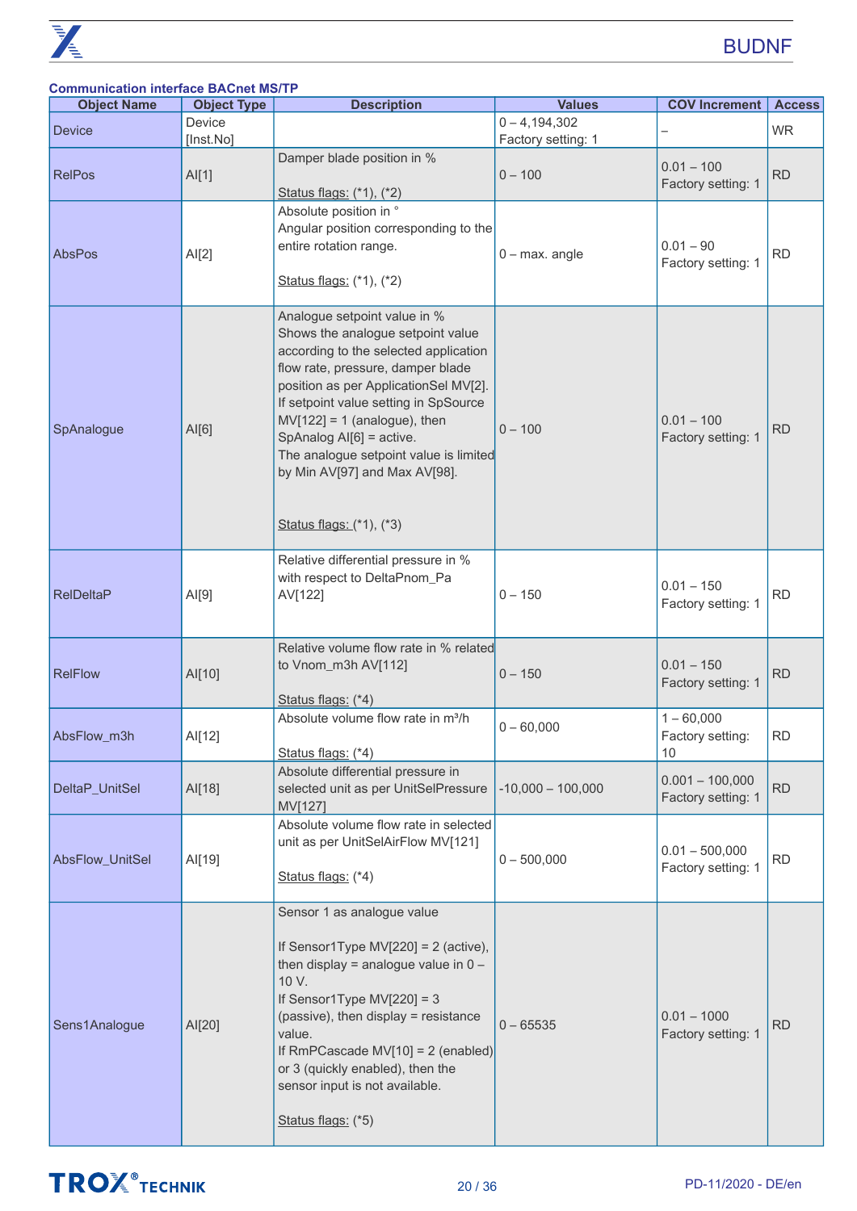**Communication interface BACnet MS/TP**

| Object Name | Object Type | Description | Values | COV Increment | Access |
|---|---|---|---|---|---|
| Device | Device [Inst.No] | | 0 – 4,194,302<br>Factory setting: 1 | – | WR |
| RelPos | AI[1] | Damper blade position in %<br><br>Status flags: (*1), (*2) | 0 – 100 | 0.01 – 100<br>Factory setting: 1 | RD |
| AbsPos | AI[2] | Absolute position in °<br>Angular position corresponding to the entire rotation range.<br><br>Status flags: (*1), (*2) | 0 – max. angle | 0.01 – 90<br>Factory setting: 1 | RD |
| SpAnalogue | AI[6] | Analogue setpoint value in %<br>Shows the analogue setpoint value according to the selected application flow rate, pressure, damper blade position as per ApplicationSel MV[2].<br>If setpoint value setting in SpSource MV[122] = 1 (analogue), then SpAnalog AI[6] = active.<br>The analogue setpoint value is limited by Min AV[97] and Max AV[98].<br><br>Status flags: (*1), (*3) | 0 – 100 | 0.01 – 100<br>Factory setting: 1 | RD |
| RelDeltaP | AI[9] | Relative differential pressure in % with respect to DeltaPnom_Pa AV[122] | 0 – 150 | 0.01 – 150<br>Factory setting: 1 | RD |
| RelFlow | AI[10] | Relative volume flow rate in % related to Vnom_m3h AV[112]<br><br>Status flags: (*4) | 0 – 150 | 0.01 – 150<br>Factory setting: 1 | RD |
| AbsFlow_m3h | AI[12] | Absolute volume flow rate in m³/h<br><br>Status flags: (*4) | 0 – 60,000 | 1 – 60,000<br>Factory setting: 10 | RD |
| DeltaP_UnitSel | AI[18] | Absolute differential pressure in selected unit as per UnitSelPressure MV[127] | -10,000 – 100,000 | 0.001 – 100,000<br>Factory setting: 1 | RD |
| AbsFlow_UnitSel | AI[19] | Absolute volume flow rate in selected unit as per UnitSelAirFlow MV[121]<br><br>Status flags: (*4) | 0 – 500,000 | 0.01 – 500,000<br>Factory setting: 1 | RD |
| Sens1Analogue | AI[20] | Sensor 1 as analogue value<br><br>If Sensor1Type MV[220] = 2 (active), then display = analogue value in 0 – 10 V.<br>If Sensor1Type MV[220] = 3 (passive), then display = resistance value.<br>If RmPCascade MV[10] = 2 (enabled) or 3 (quickly enabled), then the sensor input is not available.<br><br>Status flags: (*5) | 0 – 65535 | 0.01 – 1000<br>Factory setting: 1 | RD |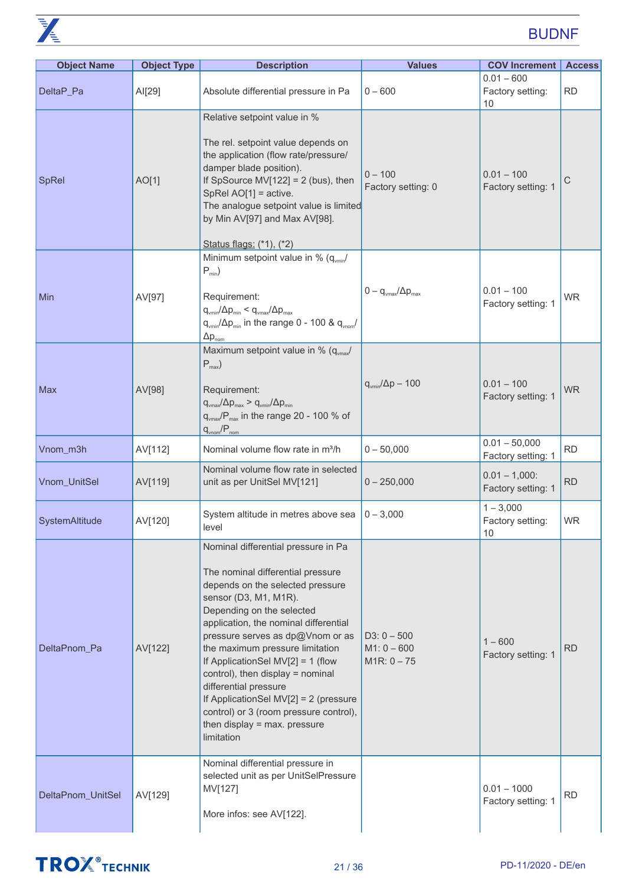| Object Name | Object Type | Description | Values | COV Increment | Access |
|---|---|---|---|---|---|
| DeltaP_Pa | AI[29] | Absolute differential pressure in Pa | 0 – 600 | 0.01 – 600<br>Factory setting: 10 | RD |
| SpRel | AO[1] | Relative setpoint value in %<br><br>The rel. setpoint value depends on the application (flow rate/pressure/damper blade position).<br>If SpSource MV[122] = 2 (bus), then SpRel AO[1] = active.<br>The analogue setpoint value is limited by Min AV[97] and Max AV[98].<br><br>Status flags: (*1), (*2) | 0 – 100<br>Factory setting: 0 | 0.01 – 100<br>Factory setting: 1 | C |
| Min | AV[97] | Minimum setpoint value in % ($q_{vmin}$/$P_{min}$)<br><br>Requirement:<br>$q_{vmin}/\Delta p_{min} < q_{vmax}/\Delta p_{max}$<br>$q_{vmin}/\Delta p_{min}$ in the range 0 - 100 & $q_{vnom}/\Delta p_{nom}$ | 0 – $q_{vmax}/\Delta p_{max}$ | 0.01 – 100<br>Factory setting: 1 | WR |
| Max | AV[98] | Maximum setpoint value in % ($q_{vmax}$/$P_{max}$)<br><br>Requirement:<br>$q_{vmax}/\Delta p_{max} > q_{vmin}/\Delta p_{min}$<br>$q_{vmax}/P_{max}$ in the range 20 - 100 % of $q_{vnom}/P_{nom}$ | $q_{vmin}/\Delta p$ – 100 | 0.01 – 100<br>Factory setting: 1 | WR |
| Vnom_m3h | AV[112] | Nominal volume flow rate in m³/h | 0 – 50,000 | 0.01 – 50,000<br>Factory setting: 1 | RD |
| Vnom_UnitSel | AV[119] | Nominal volume flow rate in selected unit as per UnitSel MV[121] | 0 – 250,000 | 0.01 – 1,000:<br>Factory setting: 1 | RD |
| SystemAltitude | AV[120] | System altitude in metres above sea level | 0 – 3,000 | 1 – 3,000<br>Factory setting: 10 | WR |
| DeltaPnom_Pa | AV[122] | Nominal differential pressure in Pa<br><br>The nominal differential pressure depends on the selected pressure sensor (D3, M1, M1R).<br>Depending on the selected application, the nominal differential pressure serves as dp@Vnom or as the maximum pressure limitation<br>If ApplicationSel MV[2] = 1 (flow control), then display = nominal differential pressure<br>If ApplicationSel MV[2] = 2 (pressure control) or 3 (room pressure control), then display = max. pressure limitation | D3: 0 – 500<br>M1: 0 – 600<br>M1R: 0 – 75 | 1 – 600<br>Factory setting: 1 | RD |
| DeltaPnom_UnitSel | AV[129] | Nominal differential pressure in selected unit as per UnitSelPressure MV[127]<br><br>More infos: see AV[122]. | | 0.01 – 1000<br>Factory setting: 1 | RD |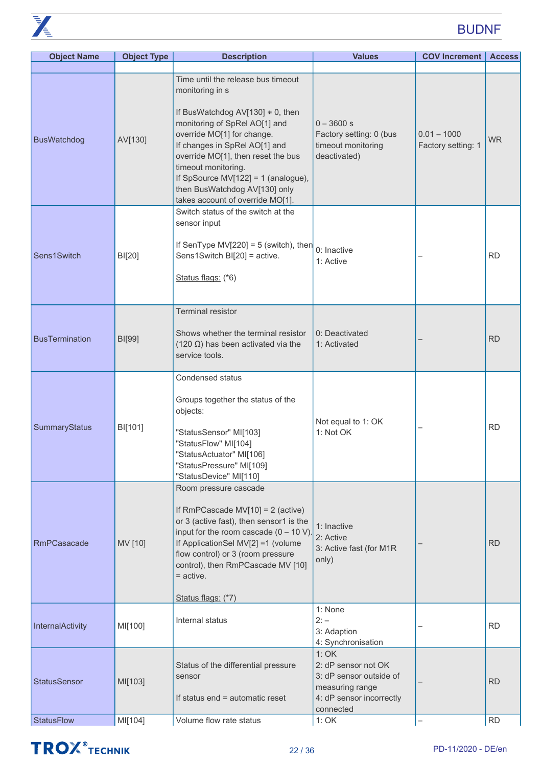| Object Name | Object Type | Description | Values | COV Increment | Access |
|---|---|---|---|---|---|
| | | | | | |
| BusWatchdog | AV[130] | Time until the release bus timeout monitoring in s<br><br>If BusWatchdog AV[130] ≠ 0, then monitoring of SpRel AO[1] and override MO[1] for change.<br>If changes in SpRel AO[1] and override MO[1], then reset the bus timeout monitoring.<br>If SpSource MV[122] = 1 (analogue), then BusWatchdog AV[130] only takes account of override MO[1]. | 0 – 3600 s<br>Factory setting: 0 (bus timeout monitoring deactivated) | 0.01 – 1000<br>Factory setting: 1 | WR |
| Sens1Switch | BI[20] | Switch status of the switch at the sensor input<br><br>If SenType MV[220] = 5 (switch), then Sens1Switch BI[20] = active.<br><br>Status flags: (*6) | 0: Inactive<br>1: Active | – | RD |
| BusTermination | BI[99] | Terminal resistor<br><br>Shows whether the terminal resistor (120 Ω) has been activated via the service tools. | 0: Deactivated<br>1: Activated | – | RD |
| SummaryStatus | BI[101] | Condensed status<br><br>Groups together the status of the objects:<br><br>"StatusSensor" MI[103]<br>"StatusFlow" MI[104]<br>"StatusActuator" MI[106]<br>"StatusPressure" MI[109]<br>"StatusDevice" MI[110] | Not equal to 1: OK<br>1: Not OK | – | RD |
| RmPCasacade | MV [10] | Room pressure cascade<br><br>If RmPCascade MV[10] = 2 (active) or 3 (active fast), then sensor1 is the input for the room cascade (0 – 10 V).<br>If ApplicationSel MV[2] =1 (volume flow control) or 3 (room pressure control), then RmPCascade MV [10] = active.<br><br>Status flags: (*7) | 1: Inactive<br>2: Active<br>3: Active fast (for M1R only) | – | RD |
| InternalActivity | MI[100] | Internal status | 1: None<br>2: –<br>3: Adaption<br>4: Synchronisation | – | RD |
| StatusSensor | MI[103] | Status of the differential pressure sensor<br><br>If status end = automatic reset | 1: OK<br>2: dP sensor not OK<br>3: dP sensor outside of measuring range<br>4: dP sensor incorrectly connected | – | RD |
| StatusFlow | MI[104] | Volume flow rate status | 1: OK | – | RD |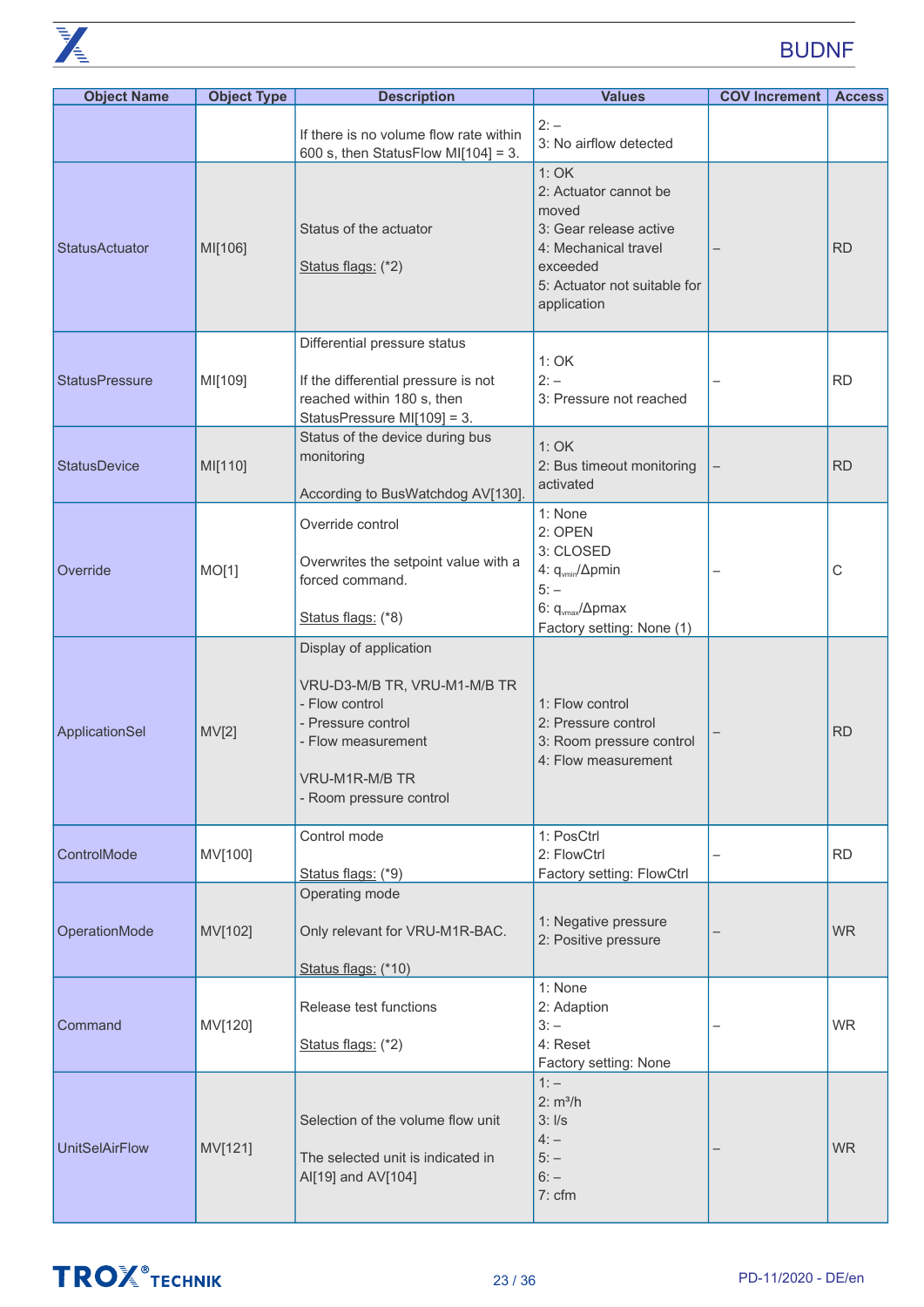| Object Name | Object Type | Description | Values | COV Increment | Access |
|---|---|---|---|---|---|
| | | If there is no volume flow rate within 600 s, then StatusFlow MI[104] = 3. | 2: –<br>3: No airflow detected | | |
| StatusActuator | MI[106] | Status of the actuator<br><br>Status flags: (*2) | 1: OK<br>2: Actuator cannot be moved<br>3: Gear release active<br>4: Mechanical travel exceeded<br>5: Actuator not suitable for application | – | RD |
| StatusPressure | MI[109] | Differential pressure status<br><br>If the differential pressure is not reached within 180 s, then StatusPressure MI[109] = 3. | 1: OK<br>2: –<br>3: Pressure not reached | – | RD |
| StatusDevice | MI[110] | Status of the device during bus monitoring<br><br>According to BusWatchdog AV[130]. | 1: OK<br>2: Bus timeout monitoring activated | – | RD |
| Override | MO[1] | Override control<br><br>Overwrites the setpoint value with a forced command.<br><br>Status flags: (*8) | 1: None<br>2: OPEN<br>3: CLOSED<br>4: $q_{vmin}$/Δpmin<br>5: –<br>6: $q_{vmax}$/Δpmax<br>Factory setting: None (1) | – | C |
| ApplicationSel | MV[2] | Display of application<br><br>VRU-D3-M/B TR, VRU-M1-M/B TR<br>- Flow control<br>- Pressure control<br>- Flow measurement<br><br>VRU-M1R-M/B TR<br>- Room pressure control | 1: Flow control<br>2: Pressure control<br>3: Room pressure control<br>4: Flow measurement | – | RD |
| ControlMode | MV[100] | Control mode<br><br>Status flags: (*9) | 1: PosCtrl<br>2: FlowCtrl<br>Factory setting: FlowCtrl | – | RD |
| OperationMode | MV[102] | Operating mode<br><br>Only relevant for VRU-M1R-BAC.<br><br>Status flags: (*10) | 1: Negative pressure<br>2: Positive pressure | – | WR |
| Command | MV[120] | Release test functions<br><br>Status flags: (*2) | 1: None<br>2: Adaption<br>3: –<br>4: Reset<br>Factory setting: None | – | WR |
| UnitSelAirFlow | MV[121] | Selection of the volume flow unit<br><br>The selected unit is indicated in AI[19] and AV[104] | 1: –<br>2: $m^3/h$<br>3: l/s<br>4: –<br>5: –<br>6: –<br>7: cfm | – | WR |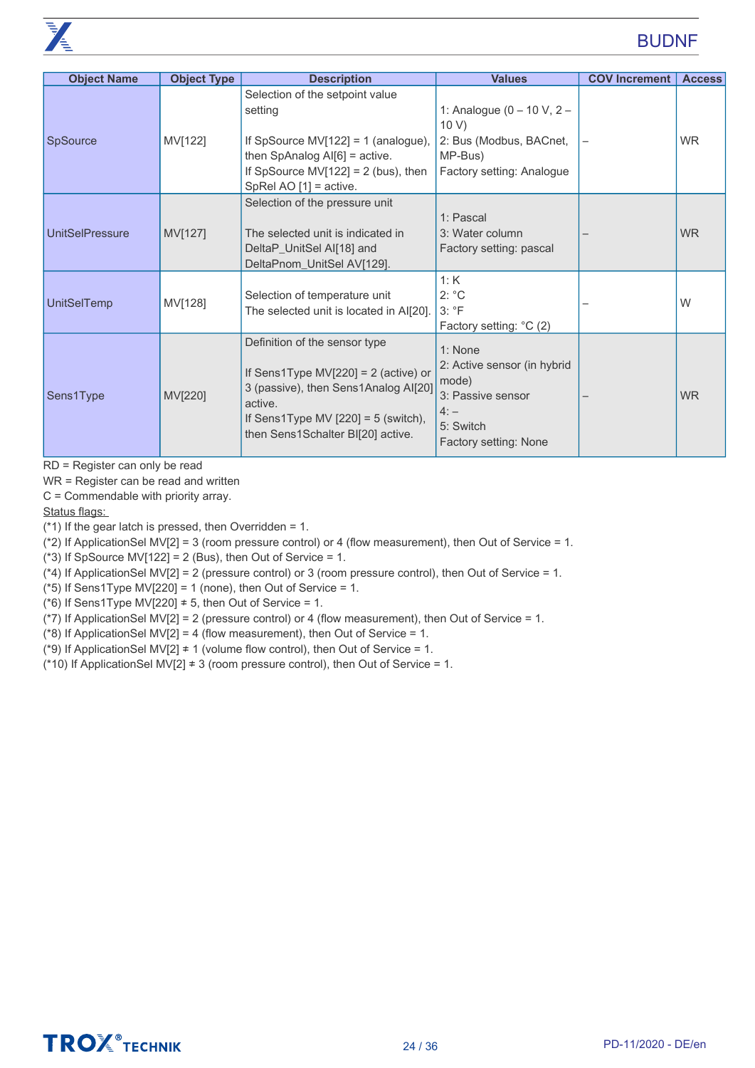| Object Name | Object Type | Description | Values | COV Increment | Access |
|---|---|---|---|---|---|
| SpSource | MV[122] | Selection of the setpoint value setting<br><br>If SpSource MV[122] = 1 (analogue), then SpAnalog AI[6] = active.<br>If SpSource MV[122] = 2 (bus), then SpRel AO [1] = active. | 1: Analogue (0 – 10 V, 2 – 10 V)<br>2: Bus (Modbus, BACnet, MP-Bus)<br>Factory setting: Analogue | – | WR |
| UnitSelPressure | MV[127] | Selection of the pressure unit<br><br>The selected unit is indicated in DeltaP_UnitSel AI[18] and DeltaPnom_UnitSel AV[129]. | 1: Pascal<br>3: Water column<br>Factory setting: pascal | – | WR |
| UnitSelTemp | MV[128] | Selection of temperature unit<br>The selected unit is located in AI[20]. | 1: K<br>2: °C<br>3: °F<br>Factory setting: °C (2) | – | W |
| Sens1Type | MV[220] | Definition of the sensor type<br><br>If Sens1Type MV[220] = 2 (active) or 3 (passive), then Sens1Analog AI[20] active.<br>If Sens1Type MV [220] = 5 (switch), then Sens1Schalter BI[20] active. | 1: None<br>2: Active sensor (in hybrid mode)<br>3: Passive sensor<br>4: –<br>5: Switch<br>Factory setting: None | – | WR |

RD = Register can only be read
WR = Register can be read and written
C = Commendable with priority array.

Status flags:
(*1) If the gear latch is pressed, then Overridden = 1.
(*2) If ApplicationSel MV[2] = 3 (room pressure control) or 4 (flow measurement), then Out of Service = 1.
(*3) If SpSource MV[122] = 2 (Bus), then Out of Service = 1.
(*4) If ApplicationSel MV[2] = 2 (pressure control) or 3 (room pressure control), then Out of Service = 1.
(*5) If Sens1Type MV[220] = 1 (none), then Out of Service = 1.
(*6) If Sens1Type MV[220] ≠ 5, then Out of Service = 1.
(*7) If ApplicationSel MV[2] = 2 (pressure control) or 4 (flow measurement), then Out of Service = 1.
(*8) If ApplicationSel MV[2] = 4 (flow measurement), then Out of Service = 1.
(*9) If ApplicationSel MV[2] ≠ 1 (volume flow control), then Out of Service = 1.
(*10) If ApplicationSel MV[2] ≠ 3 (room pressure control), then Out of Service = 1.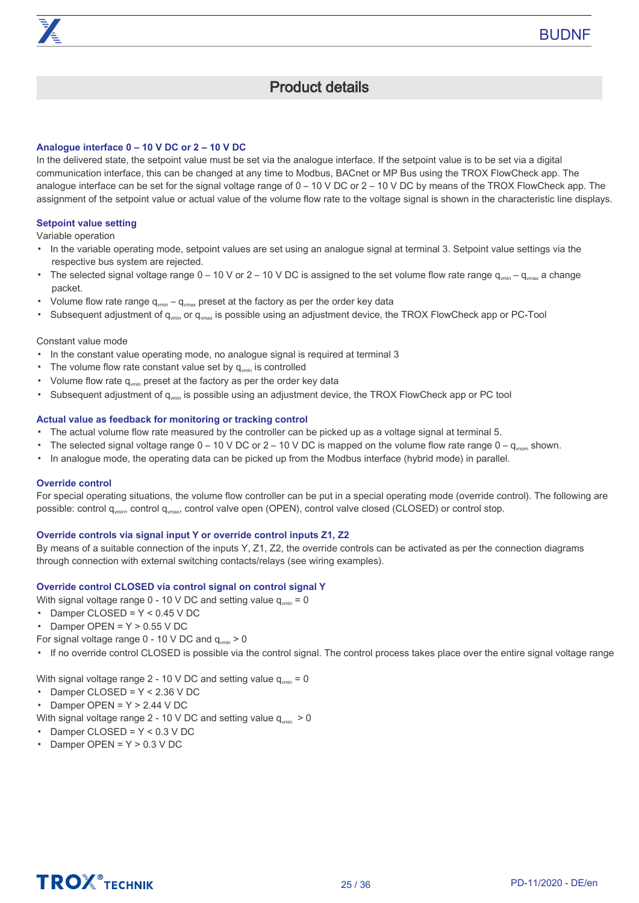# Product details

### Analogue interface 0 – 10 V DC or 2 – 10 V DC

In the delivered state, the setpoint value must be set via the analogue interface. If the setpoint value is to be set via a digital communication interface, this can be changed at any time to Modbus, BACnet or MP Bus using the TROX FlowCheck app. The analogue interface can be set for the signal voltage range of 0 – 10 V DC or 2 – 10 V DC by means of the TROX FlowCheck app. The assignment of the setpoint value or actual value of the volume flow rate to the voltage signal is shown in the characteristic line displays.

### Setpoint value setting

Variable operation

- In the variable operating mode, setpoint values are set using an analogue signal at terminal 3. Setpoint value settings via the respective bus system are rejected.
- The selected signal voltage range 0 – 10 V or 2 – 10 V DC is assigned to the set volume flow rate range $q_{vmin}$ – $q_{vmax}$ a change packet.
- Volume flow rate range $q_{vmin}$ – $q_{vmax}$ preset at the factory as per the order key data
- Subsequent adjustment of $q_{vmin}$ or $q_{vmax}$ is possible using an adjustment device, the TROX FlowCheck app or PC-Tool

Constant value mode

- In the constant value operating mode, no analogue signal is required at terminal 3
- The volume flow rate constant value set by $q_{vmin}$ is controlled
- Volume flow rate $q_{vmin}$ preset at the factory as per the order key data
- Subsequent adjustment of $q_{vmin}$ is possible using an adjustment device, the TROX FlowCheck app or PC tool

### Actual value as feedback for monitoring or tracking control

- The actual volume flow rate measured by the controller can be picked up as a voltage signal at terminal 5.
- The selected signal voltage range 0 – 10 V DC or 2 – 10 V DC is mapped on the volume flow rate range 0 – $q_{vnom}$ shown.
- In analogue mode, the operating data can be picked up from the Modbus interface (hybrid mode) in parallel.

### Override control

For special operating situations, the volume flow controller can be put in a special operating mode (override control). The following are possible: control $q_{vmin}$, control $q_{vmax}$, control valve open (OPEN), control valve closed (CLOSED) or control stop.

### Override controls via signal input Y or override control inputs Z1, Z2

By means of a suitable connection of the inputs Y, Z1, Z2, the override controls can be activated as per the connection diagrams through connection with external switching contacts/relays (see wiring examples).

### Override control CLOSED via control signal on control signal Y

With signal voltage range 0 - 10 V DC and setting value $q_{vmin} = 0$

- Damper CLOSED = Y < 0.45 V DC
- Damper OPEN = Y > 0.55 V DC

For signal voltage range 0 - 10 V DC and $q_{vmin} > 0$

- If no override control CLOSED is possible via the control signal. The control process takes place over the entire signal voltage range

With signal voltage range 2 - 10 V DC and setting value $q_{vmin} = 0$

- Damper CLOSED = Y < 2.36 V DC
- Damper OPEN = Y > 2.44 V DC

With signal voltage range 2 - 10 V DC and setting value $q_{vmin} > 0$

- Damper CLOSED = Y < 0.3 V DC
- Damper OPEN = Y > 0.3 V DC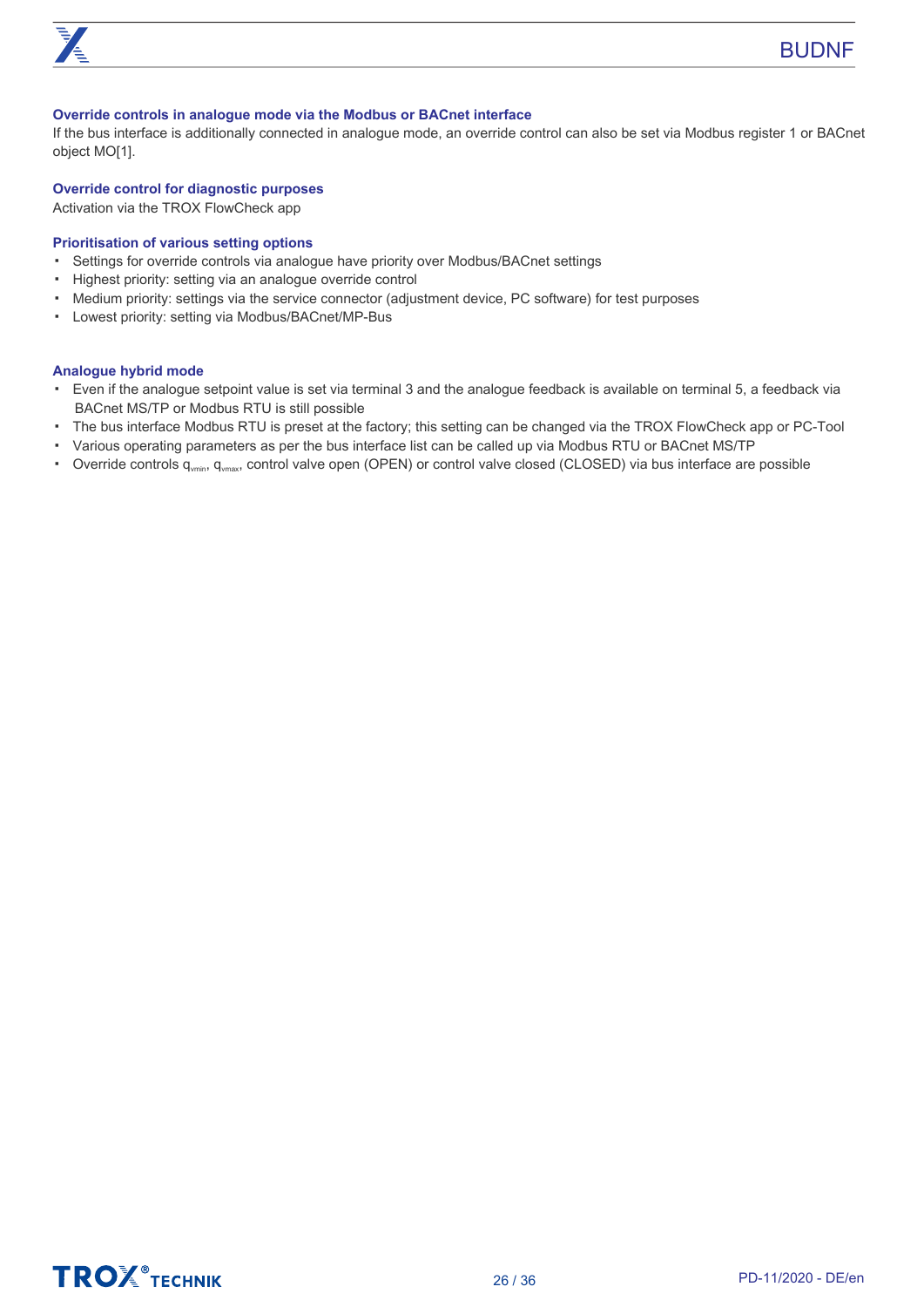### Override controls in analogue mode via the Modbus or BACnet interface

If the bus interface is additionally connected in analogue mode, an override control can also be set via Modbus register 1 or BACnet object MO[1].

### Override control for diagnostic purposes

Activation via the TROX FlowCheck app

### Prioritisation of various setting options

- Settings for override controls via analogue have priority over Modbus/BACnet settings
- Highest priority: setting via an analogue override control
- Medium priority: settings via the service connector (adjustment device, PC software) for test purposes
- Lowest priority: setting via Modbus/BACnet/MP-Bus

### Analogue hybrid mode

- Even if the analogue setpoint value is set via terminal 3 and the analogue feedback is available on terminal 5, a feedback via BACnet MS/TP or Modbus RTU is still possible
- The bus interface Modbus RTU is preset at the factory; this setting can be changed via the TROX FlowCheck app or PC-Tool
- Various operating parameters as per the bus interface list can be called up via Modbus RTU or BACnet MS/TP
- Override controls $q_{vmin}$, $q_{vmax}$, control valve open (OPEN) or control valve closed (CLOSED) via bus interface are possible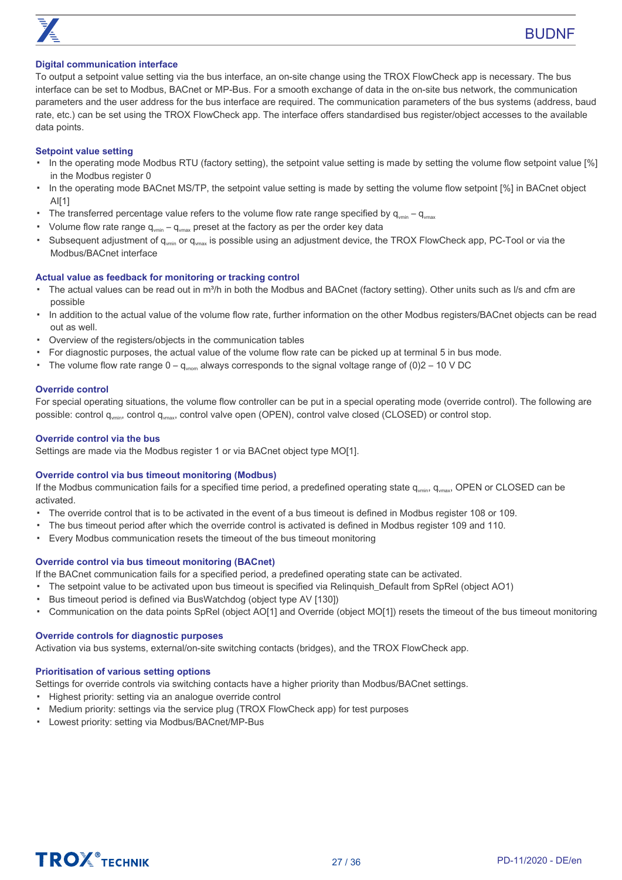### Digital communication interface

To output a setpoint value setting via the bus interface, an on-site change using the TROX FlowCheck app is necessary. The bus interface can be set to Modbus, BACnet or MP-Bus. For a smooth exchange of data in the on-site bus network, the communication parameters and the user address for the bus interface are required. The communication parameters of the bus systems (address, baud rate, etc.) can be set using the TROX FlowCheck app. The interface offers standardised bus register/object accesses to the available data points.

### Setpoint value setting

- In the operating mode Modbus RTU (factory setting), the setpoint value setting is made by setting the volume flow setpoint value [%] in the Modbus register 0
- In the operating mode BACnet MS/TP, the setpoint value setting is made by setting the volume flow setpoint [%] in BACnet object AI[1]
- The transferred percentage value refers to the volume flow rate range specified by $q_{vmin}$ – $q_{vmax}$
- Volume flow rate range $q_{vmin}$ – $q_{vmax}$ preset at the factory as per the order key data
- Subsequent adjustment of $q_{vmin}$ or $q_{vmax}$ is possible using an adjustment device, the TROX FlowCheck app, PC-Tool or via the Modbus/BACnet interface

### Actual value as feedback for monitoring or tracking control

- The actual values can be read out in m³/h in both the Modbus and BACnet (factory setting). Other units such as l/s and cfm are possible
- In addition to the actual value of the volume flow rate, further information on the other Modbus registers/BACnet objects can be read out as well.
- Overview of the registers/objects in the communication tables
- For diagnostic purposes, the actual value of the volume flow rate can be picked up at terminal 5 in bus mode.
- The volume flow rate range 0 – $q_{vnom}$ always corresponds to the signal voltage range of (0)2 – 10 V DC

### Override control

For special operating situations, the volume flow controller can be put in a special operating mode (override control). The following are possible: control $q_{vmin}$, control $q_{vmax}$, control valve open (OPEN), control valve closed (CLOSED) or control stop.

### Override control via the bus

Settings are made via the Modbus register 1 or via BACnet object type MO[1].

### Override control via bus timeout monitoring (Modbus)

If the Modbus communication fails for a specified time period, a predefined operating state $q_{vmin}$, $q_{vmax}$, OPEN or CLOSED can be activated.

- The override control that is to be activated in the event of a bus timeout is defined in Modbus register 108 or 109.
- The bus timeout period after which the override control is activated is defined in Modbus register 109 and 110.
- Every Modbus communication resets the timeout of the bus timeout monitoring

### Override control via bus timeout monitoring (BACnet)

If the BACnet communication fails for a specified period, a predefined operating state can be activated.

- The setpoint value to be activated upon bus timeout is specified via Relinquish_Default from SpRel (object AO1)
- Bus timeout period is defined via BusWatchdog (object type AV [130])
- Communication on the data points SpRel (object AO[1] and Override (object MO[1]) resets the timeout of the bus timeout monitoring

### Override controls for diagnostic purposes

Activation via bus systems, external/on-site switching contacts (bridges), and the TROX FlowCheck app.

### Prioritisation of various setting options

Settings for override controls via switching contacts have a higher priority than Modbus/BACnet settings.

- Highest priority: setting via an analogue override control
- Medium priority: settings via the service plug (TROX FlowCheck app) for test purposes
- Lowest priority: setting via Modbus/BACnet/MP-Bus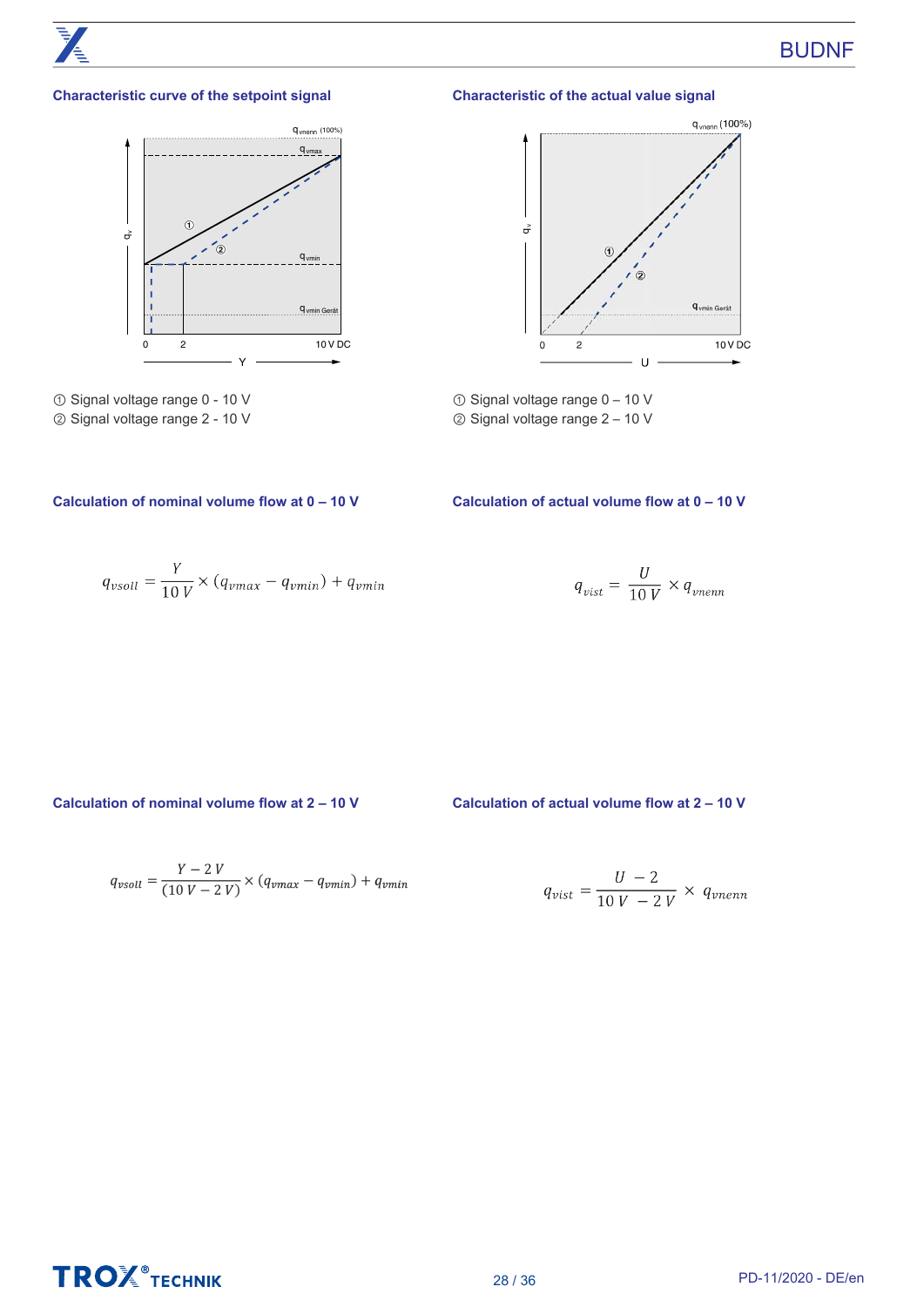## Characteristic curve of the setpoint signal

① Signal voltage range 0 - 10 V
② Signal voltage range 2 - 10 V

## Characteristic of the actual value signal

① Signal voltage range 0 – 10 V
② Signal voltage range 2 – 10 V

### Calculation of nominal volume flow at 0 – 10 V

$$q_{vsoll} = \frac{Y}{10\,V} \times (q_{vmax} - q_{vmin}) + q_{vmin}$$

### Calculation of actual volume flow at 0 – 10 V

$$q_{vist} = \frac{U}{10\,V} \times q_{vnenn}$$

### Calculation of nominal volume flow at 2 – 10 V

$$q_{vsoll} = \frac{Y - 2\,V}{(10\,V - 2\,V)} \times (q_{vmax} - q_{vmin}) + q_{vmin}$$

### Calculation of actual volume flow at 2 – 10 V

$$q_{vist} = \frac{U - 2}{10\,V - 2\,V} \times q_{vnenn}$$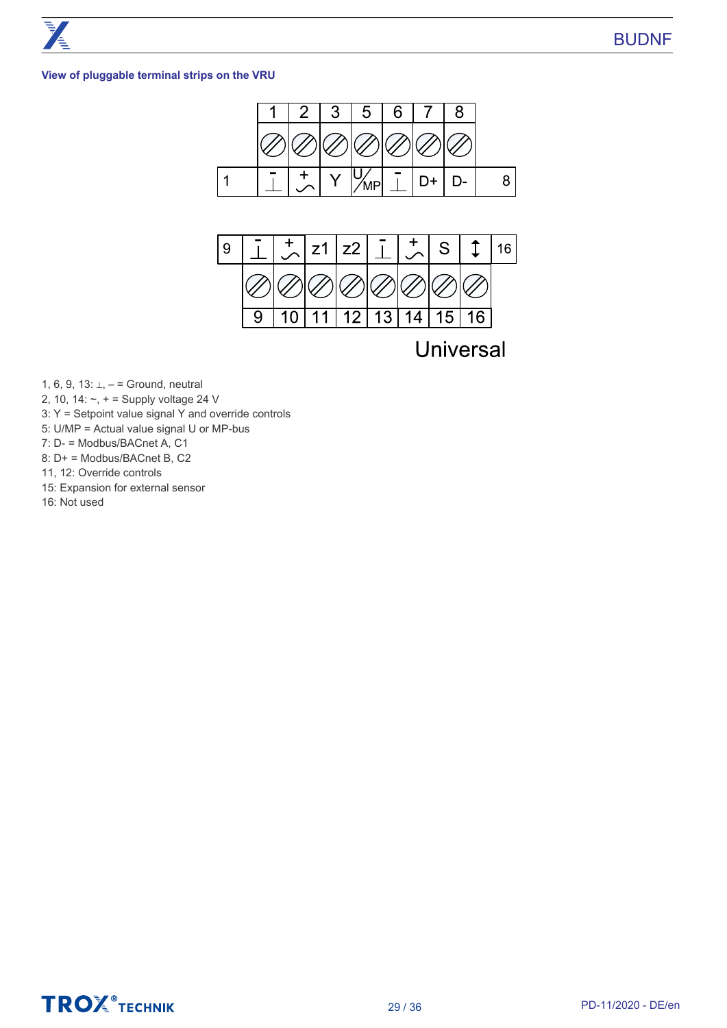### View of pluggable terminal strips on the VRU

| 1 | 2 | 3 | 5 | 6 | 7 | 8 |
|---|---|---|---|---|---|---|
| ⊥ – | ~ + | Y | U/MP | ⊥ – | D+ | D- |

| 9 | 10 | 11 | 12 | 13 | 14 | 15 | 16 |
|---|---|---|---|---|---|---|---|
| ⊥ – | ~ + | z1 | z2 | ⊥ – | ~ + | S | ↕ |

Universal

1, 6, 9, 13: ⊥, – = Ground, neutral
2, 10, 14: ~, + = Supply voltage 24 V
3: Y = Setpoint value signal Y and override controls
5: U/MP = Actual value signal U or MP-bus
7: D- = Modbus/BACnet A, C1
8: D+ = Modbus/BACnet B, C2
11, 12: Override controls
15: Expansion for external sensor
16: Not used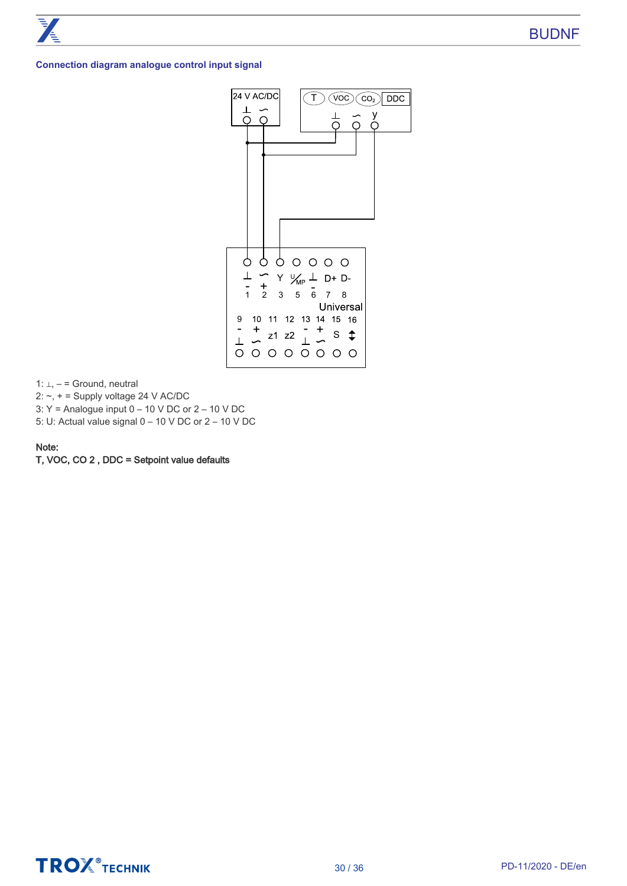### Connection diagram analogue control input signal

24 V AC/DC

T VOC $CO_2$ DDC

⊥ ∼ y

⊥ ∼ Y U/MP ⊥ D+ D-

\- + -

1 2 3 5 6 7 8

Universal

9 10 11 12 13 14 15 16

\- + - +

⊥ ∼ z1 z2 ⊥ ∼ S ↕

1: ⊥, – = Ground, neutral

2: ~, + = Supply voltage 24 V AC/DC

3: Y = Analogue input 0 – 10 V DC or 2 – 10 V DC

5: U: Actual value signal 0 – 10 V DC or 2 – 10 V DC

**Note:**

**T, VOC, CO 2 , DDC = Setpoint value defaults**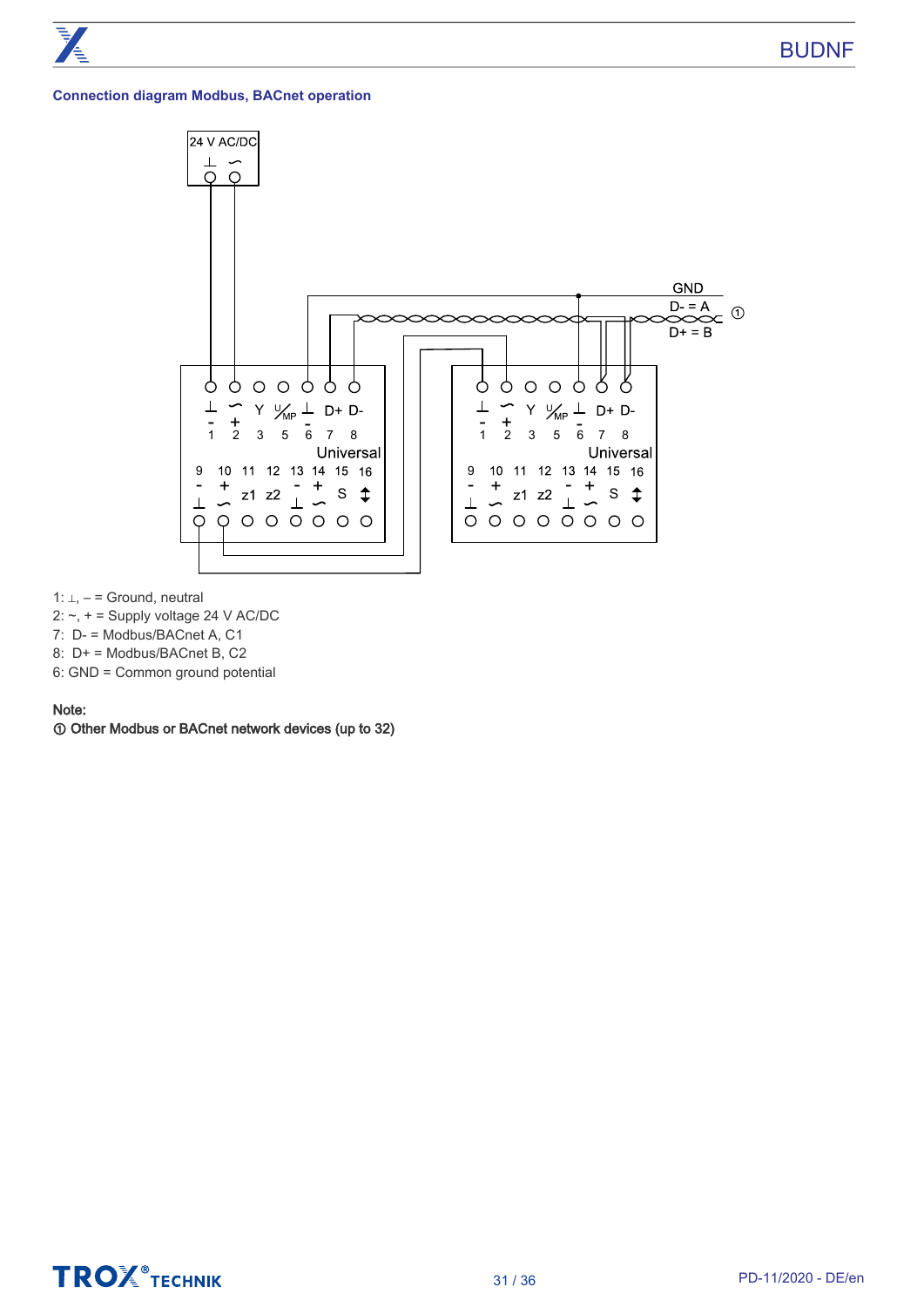### Connection diagram Modbus, BACnet operation

1: ⊥, – = Ground, neutral
2: ~, + = Supply voltage 24 V AC/DC
7: D- = Modbus/BACnet A, C1
8: D+ = Modbus/BACnet B, C2
6: GND = Common ground potential

**Note:**
**① Other Modbus or BACnet network devices (up to 32)**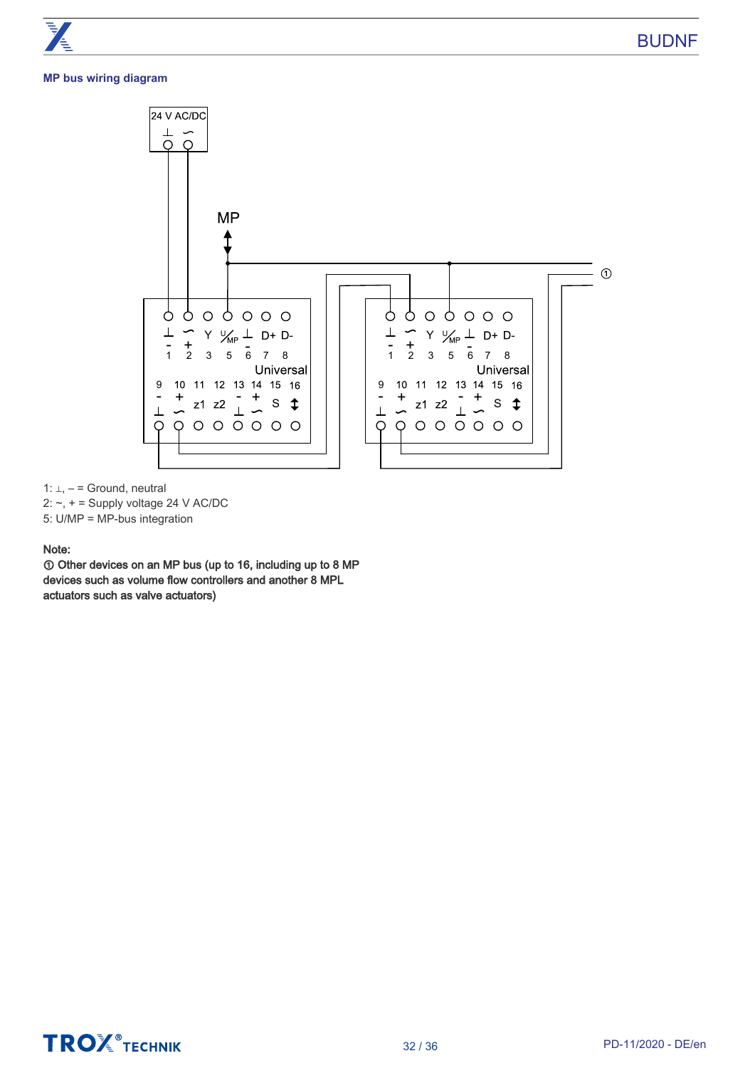## MP bus wiring diagram

1: ⊥, – = Ground, neutral
2: ~, + = Supply voltage 24 V AC/DC
5: U/MP = MP-bus integration

Note:
① Other devices on an MP bus (up to 16, including up to 8 MP devices such as volume flow controllers and another 8 MPL actuators such as valve actuators)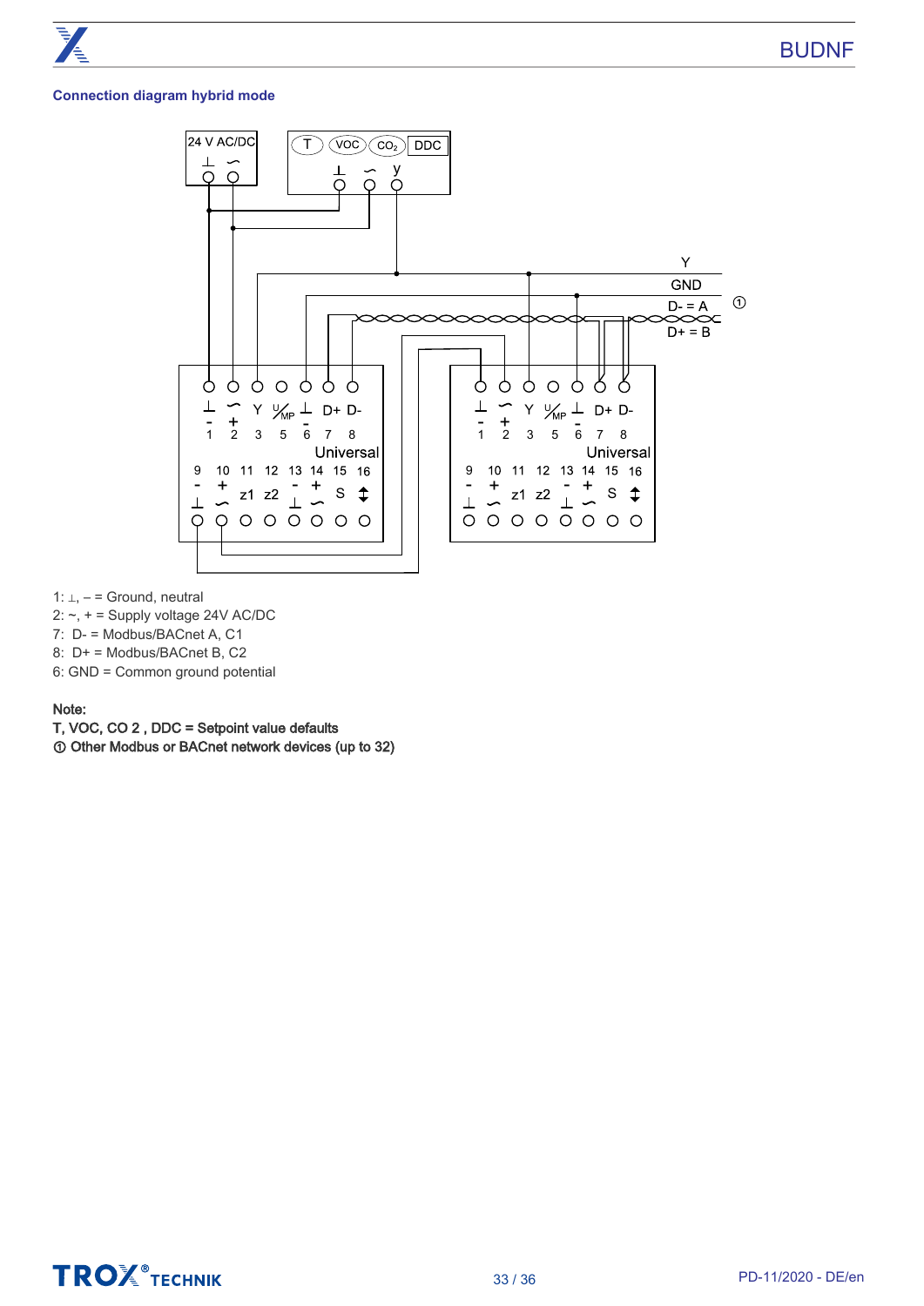## Connection diagram hybrid mode

1: ⊥, – = Ground, neutral
2: ~, + = Supply voltage 24V AC/DC
7: D- = Modbus/BACnet A, C1
8: D+ = Modbus/BACnet B, C2
6: GND = Common ground potential

Note:
**T, VOC, CO 2 , DDC = Setpoint value defaults**
**① Other Modbus or BACnet network devices (up to 32)**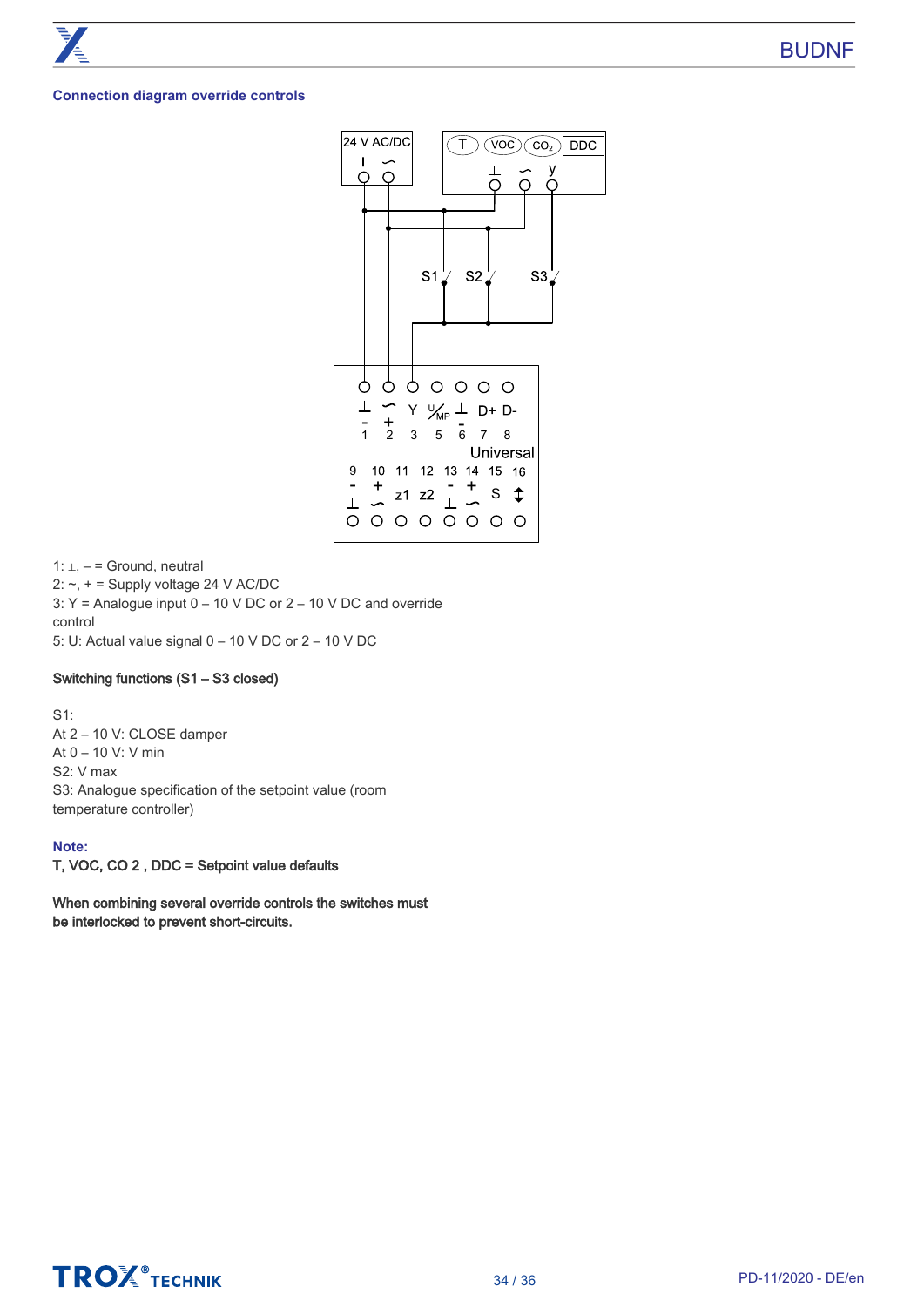### Connection diagram override controls

1: ⊥, – = Ground, neutral
2: ~, + = Supply voltage 24 V AC/DC
3: Y = Analogue input 0 – 10 V DC or 2 – 10 V DC and override control
5: U: Actual value signal 0 – 10 V DC or 2 – 10 V DC

**Switching functions (S1 – S3 closed)**

S1:
At 2 – 10 V: CLOSE damper
At 0 – 10 V: V min
S2: V max
S3: Analogue specification of the setpoint value (room temperature controller)

**Note:**
**T, VOC, CO 2 , DDC = Setpoint value defaults**

**When combining several override controls the switches must be interlocked to prevent short-circuits.**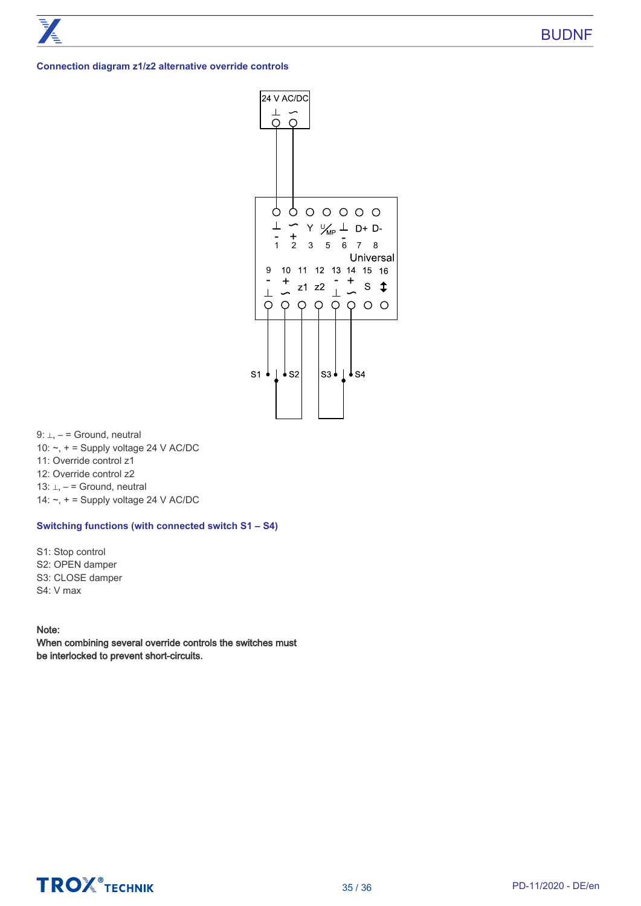## Connection diagram z1/z2 alternative override controls

9: ⊥, – = Ground, neutral
10: ~, + = Supply voltage 24 V AC/DC
11: Override control z1
12: Override control z2
13: ⊥, – = Ground, neutral
14: ~, + = Supply voltage 24 V AC/DC

### Switching functions (with connected switch S1 – S4)

S1: Stop control
S2: OPEN damper
S3: CLOSE damper
S4: V max

Note:
**When combining several override controls the switches must be interlocked to prevent short-circuits.**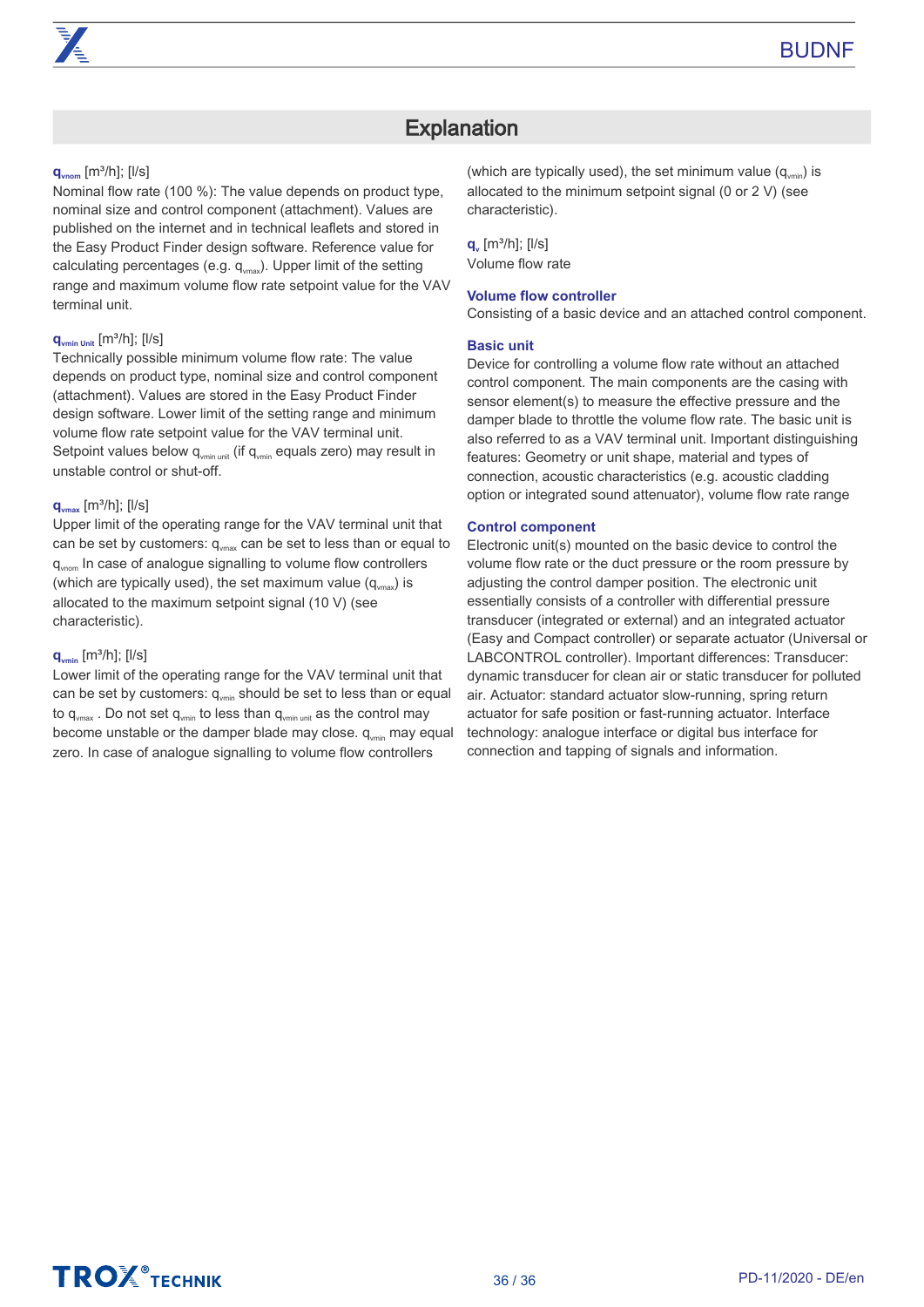## Explanation

**$q_{vnom}$** [m³/h]; [l/s]

Nominal flow rate (100 %): The value depends on product type, nominal size and control component (attachment). Values are published on the internet and in technical leaflets and stored in the Easy Product Finder design software. Reference value for calculating percentages (e.g. $q_{vmax}$). Upper limit of the setting range and maximum volume flow rate setpoint value for the VAV terminal unit.

**$q_{vmin\ Unit}$** [m³/h]; [l/s]

Technically possible minimum volume flow rate: The value depends on product type, nominal size and control component (attachment). Values are stored in the Easy Product Finder design software. Lower limit of the setting range and minimum volume flow rate setpoint value for the VAV terminal unit. Setpoint values below $q_{vmin\ unit}$ (if $q_{vmin}$ equals zero) may result in unstable control or shut-off.

**$q_{vmax}$** [m³/h]; [l/s]

Upper limit of the operating range for the VAV terminal unit that can be set by customers: $q_{vmax}$ can be set to less than or equal to $q_{vnom}$ In case of analogue signalling to volume flow controllers (which are typically used), the set maximum value ($q_{vmax}$) is allocated to the maximum setpoint signal (10 V) (see characteristic).

**$q_{vmin}$** [m³/h]; [l/s]

Lower limit of the operating range for the VAV terminal unit that can be set by customers: $q_{vmin}$ should be set to less than or equal to $q_{vmax}$ . Do not set $q_{vmin}$ to less than $q_{vmin\ unit}$ as the control may become unstable or the damper blade may close. $q_{vmin}$ may equal zero. In case of analogue signalling to volume flow controllers (which are typically used), the set minimum value ($q_{vmin}$) is allocated to the minimum setpoint signal (0 or 2 V) (see characteristic).

**$q_v$** [m³/h]; [l/s]

Volume flow rate

**Volume flow controller**

Consisting of a basic device and an attached control component.

**Basic unit**

Device for controlling a volume flow rate without an attached control component. The main components are the casing with sensor element(s) to measure the effective pressure and the damper blade to throttle the volume flow rate. The basic unit is also referred to as a VAV terminal unit. Important distinguishing features: Geometry or unit shape, material and types of connection, acoustic characteristics (e.g. acoustic cladding option or integrated sound attenuator), volume flow rate range

**Control component**

Electronic unit(s) mounted on the basic device to control the volume flow rate or the duct pressure or the room pressure by adjusting the control damper position. The electronic unit essentially consists of a controller with differential pressure transducer (integrated or external) and an integrated actuator (Easy and Compact controller) or separate actuator (Universal or LABCONTROL controller). Important differences: Transducer: dynamic transducer for clean air or static transducer for polluted air. Actuator: standard actuator slow-running, spring return actuator for safe position or fast-running actuator. Interface technology: analogue interface or digital bus interface for connection and tapping of signals and information.